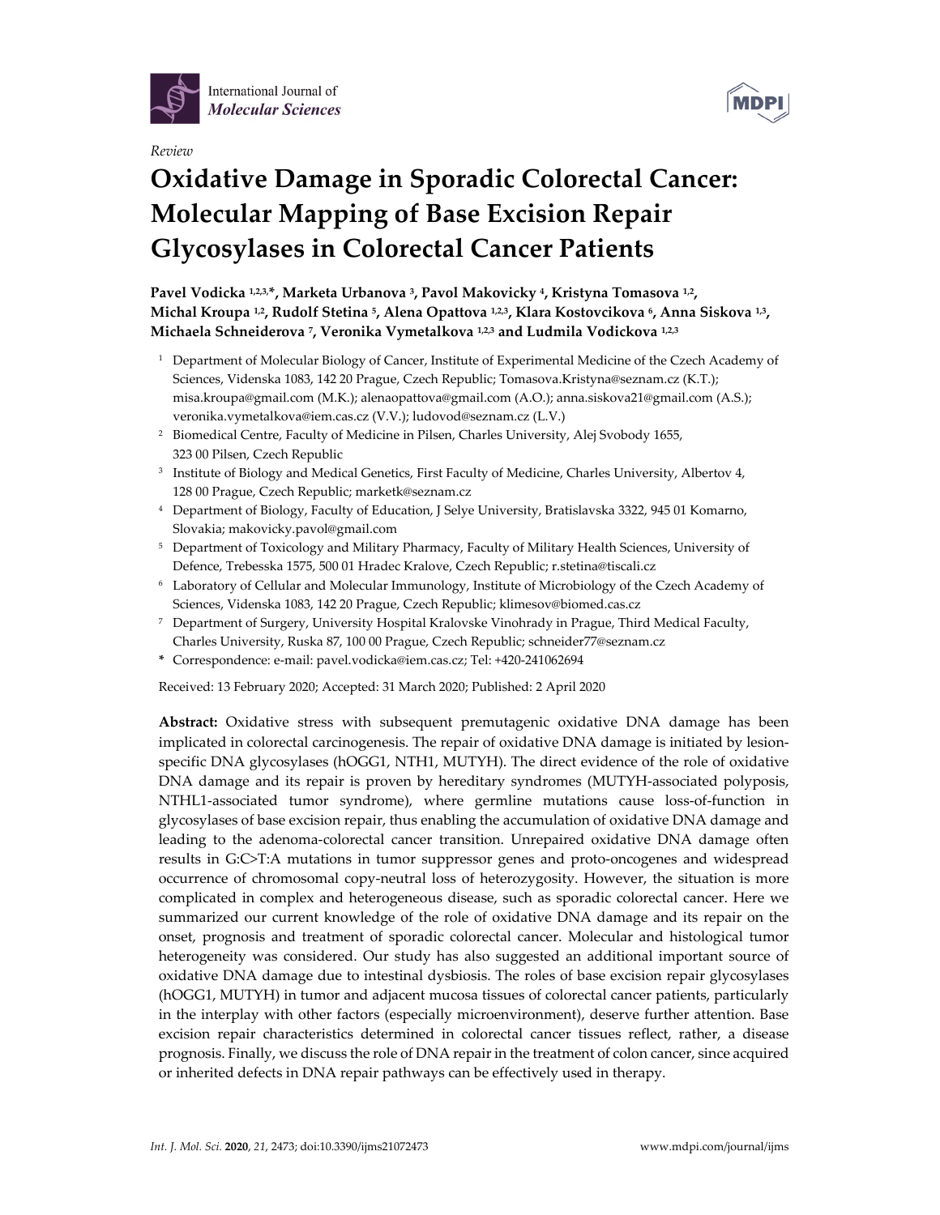International Journal of *Molecular Sciences*

*Review*

# Oxidative Damage in Sporadic Colorectal Cancer: Molecular Mapping of Base Excision Repair Glycosylases in Colorectal Cancer Patients

**Pavel Vodicka [1,2,3,*], Marketa Urbanova [3], Pavol Makovicky [4], Kristyna Tomasova [1,2], Michal Kroupa [1,2], Rudolf Stetina [5], Alena Opattova [1,2,3], Klara Kostovcikova [6], Anna Siskova [1,3], Michaela Schneiderova [7], Veronika Vymetalkova [1,2,3] and Ludmila Vodickova [1,2,3]**

1. Department of Molecular Biology of Cancer, Institute of Experimental Medicine of the Czech Academy of Sciences, Videnska 1083, 142 20 Prague, Czech Republic; Tomasova.Kristyna@seznam.cz (K.T.); misa.kroupa@gmail.com (M.K.); alenaopattova@gmail.com (A.O.); anna.siskova21@gmail.com (A.S.); veronika.vymetalkova@iem.cas.cz (V.V.); ludovod@seznam.cz (L.V.)
2. Biomedical Centre, Faculty of Medicine in Pilsen, Charles University, Alej Svobody 1655, 323 00 Pilsen, Czech Republic
3. Institute of Biology and Medical Genetics, First Faculty of Medicine, Charles University, Albertov 4, 128 00 Prague, Czech Republic; marketk@seznam.cz
4. Department of Biology, Faculty of Education, J Selye University, Bratislavska 3322, 945 01 Komarno, Slovakia; makovicky.pavol@gmail.com
5. Department of Toxicology and Military Pharmacy, Faculty of Military Health Sciences, University of Defence, Trebesska 1575, 500 01 Hradec Kralove, Czech Republic; r.stetina@tiscali.cz
6. Laboratory of Cellular and Molecular Immunology, Institute of Microbiology of the Czech Academy of Sciences, Videnska 1083, 142 20 Prague, Czech Republic; klimesov@biomed.cas.cz
7. Department of Surgery, University Hospital Kralovske Vinohrady in Prague, Third Medical Faculty, Charles University, Ruska 87, 100 00 Prague, Czech Republic; schneider77@seznam.cz

\* Correspondence: e-mail: pavel.vodicka@iem.cas.cz; Tel: +420-241062694

Received: 13 February 2020; Accepted: 31 March 2020; Published: 2 April 2020

**Abstract:** Oxidative stress with subsequent premutagenic oxidative DNA damage has been implicated in colorectal carcinogenesis. The repair of oxidative DNA damage is initiated by lesion-specific DNA glycosylases (hOGG1, NTH1, MUTYH). The direct evidence of the role of oxidative DNA damage and its repair is proven by hereditary syndromes (MUTYH-associated polyposis, NTHL1-associated tumor syndrome), where germline mutations cause loss-of-function in glycosylases of base excision repair, thus enabling the accumulation of oxidative DNA damage and leading to the adenoma-colorectal cancer transition. Unrepaired oxidative DNA damage often results in G:C>T:A mutations in tumor suppressor genes and proto-oncogenes and widespread occurrence of chromosomal copy-neutral loss of heterozygosity. However, the situation is more complicated in complex and heterogeneous disease, such as sporadic colorectal cancer. Here we summarized our current knowledge of the role of oxidative DNA damage and its repair on the onset, prognosis and treatment of sporadic colorectal cancer. Molecular and histological tumor heterogeneity was considered. Our study has also suggested an additional important source of oxidative DNA damage due to intestinal dysbiosis. The roles of base excision repair glycosylases (hOGG1, MUTYH) in tumor and adjacent mucosa tissues of colorectal cancer patients, particularly in the interplay with other factors (especially microenvironment), deserve further attention. Base excision repair characteristics determined in colorectal cancer tissues reflect, rather, a disease prognosis. Finally, we discuss the role of DNA repair in the treatment of colon cancer, since acquired or inherited defects in DNA repair pathways can be effectively used in therapy.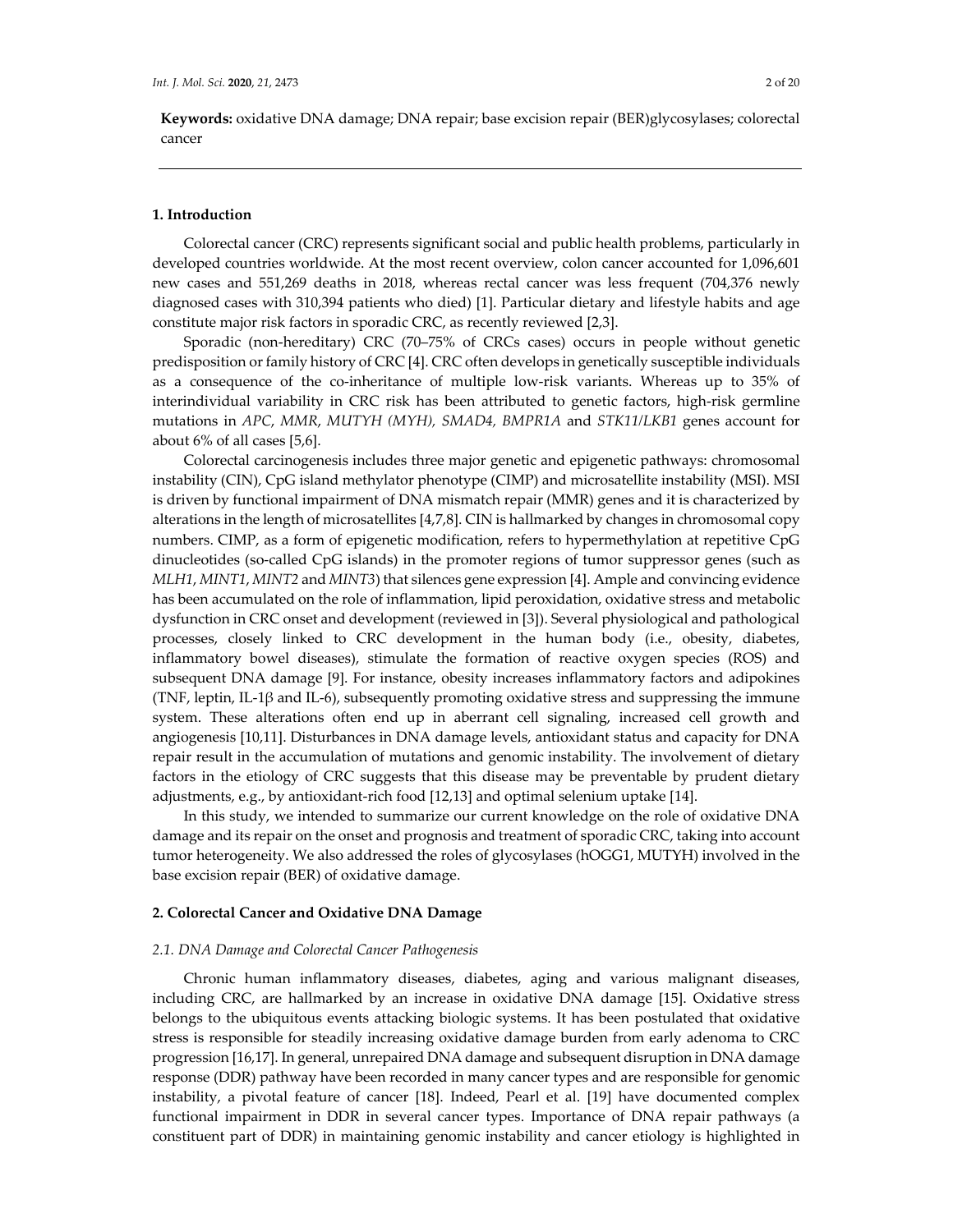**Keywords:** oxidative DNA damage; DNA repair; base excision repair (BER)glycosylases; colorectal cancer

## 1. Introduction

Colorectal cancer (CRC) represents significant social and public health problems, particularly in developed countries worldwide. At the most recent overview, colon cancer accounted for 1,096,601 new cases and 551,269 deaths in 2018, whereas rectal cancer was less frequent (704,376 newly diagnosed cases with 310,394 patients who died) [1]. Particular dietary and lifestyle habits and age constitute major risk factors in sporadic CRC, as recently reviewed [2,3].

Sporadic (non-hereditary) CRC (70–75% of CRCs cases) occurs in people without genetic predisposition or family history of CRC [4]. CRC often develops in genetically susceptible individuals as a consequence of the co-inheritance of multiple low-risk variants. Whereas up to 35% of interindividual variability in CRC risk has been attributed to genetic factors, high-risk germline mutations in *APC*, *MMR*, *MUTYH (MYH)*, *SMAD4*, *BMPR1A* and *STK11/LKB1* genes account for about 6% of all cases [5,6].

Colorectal carcinogenesis includes three major genetic and epigenetic pathways: chromosomal instability (CIN), CpG island methylator phenotype (CIMP) and microsatellite instability (MSI). MSI is driven by functional impairment of DNA mismatch repair (MMR) genes and it is characterized by alterations in the length of microsatellites [4,7,8]. CIN is hallmarked by changes in chromosomal copy numbers. CIMP, as a form of epigenetic modification, refers to hypermethylation at repetitive CpG dinucleotides (so-called CpG islands) in the promoter regions of tumor suppressor genes (such as *MLH1*, *MINT1*, *MINT2* and *MINT3*) that silences gene expression [4]. Ample and convincing evidence has been accumulated on the role of inflammation, lipid peroxidation, oxidative stress and metabolic dysfunction in CRC onset and development (reviewed in [3]). Several physiological and pathological processes, closely linked to CRC development in the human body (i.e., obesity, diabetes, inflammatory bowel diseases), stimulate the formation of reactive oxygen species (ROS) and subsequent DNA damage [9]. For instance, obesity increases inflammatory factors and adipokines (TNF, leptin, IL-1β and IL-6), subsequently promoting oxidative stress and suppressing the immune system. These alterations often end up in aberrant cell signaling, increased cell growth and angiogenesis [10,11]. Disturbances in DNA damage levels, antioxidant status and capacity for DNA repair result in the accumulation of mutations and genomic instability. The involvement of dietary factors in the etiology of CRC suggests that this disease may be preventable by prudent dietary adjustments, e.g., by antioxidant-rich food [12,13] and optimal selenium uptake [14].

In this study, we intended to summarize our current knowledge on the role of oxidative DNA damage and its repair on the onset and prognosis and treatment of sporadic CRC, taking into account tumor heterogeneity. We also addressed the roles of glycosylases (hOGG1, MUTYH) involved in the base excision repair (BER) of oxidative damage.

## 2. Colorectal Cancer and Oxidative DNA Damage

### *2.1. DNA Damage and Colorectal Cancer Pathogenesis*

Chronic human inflammatory diseases, diabetes, aging and various malignant diseases, including CRC, are hallmarked by an increase in oxidative DNA damage [15]. Oxidative stress belongs to the ubiquitous events attacking biologic systems. It has been postulated that oxidative stress is responsible for steadily increasing oxidative damage burden from early adenoma to CRC progression [16,17]. In general, unrepaired DNA damage and subsequent disruption in DNA damage response (DDR) pathway have been recorded in many cancer types and are responsible for genomic instability, a pivotal feature of cancer [18]. Indeed, Pearl et al. [19] have documented complex functional impairment in DDR in several cancer types. Importance of DNA repair pathways (a constituent part of DDR) in maintaining genomic instability and cancer etiology is highlighted in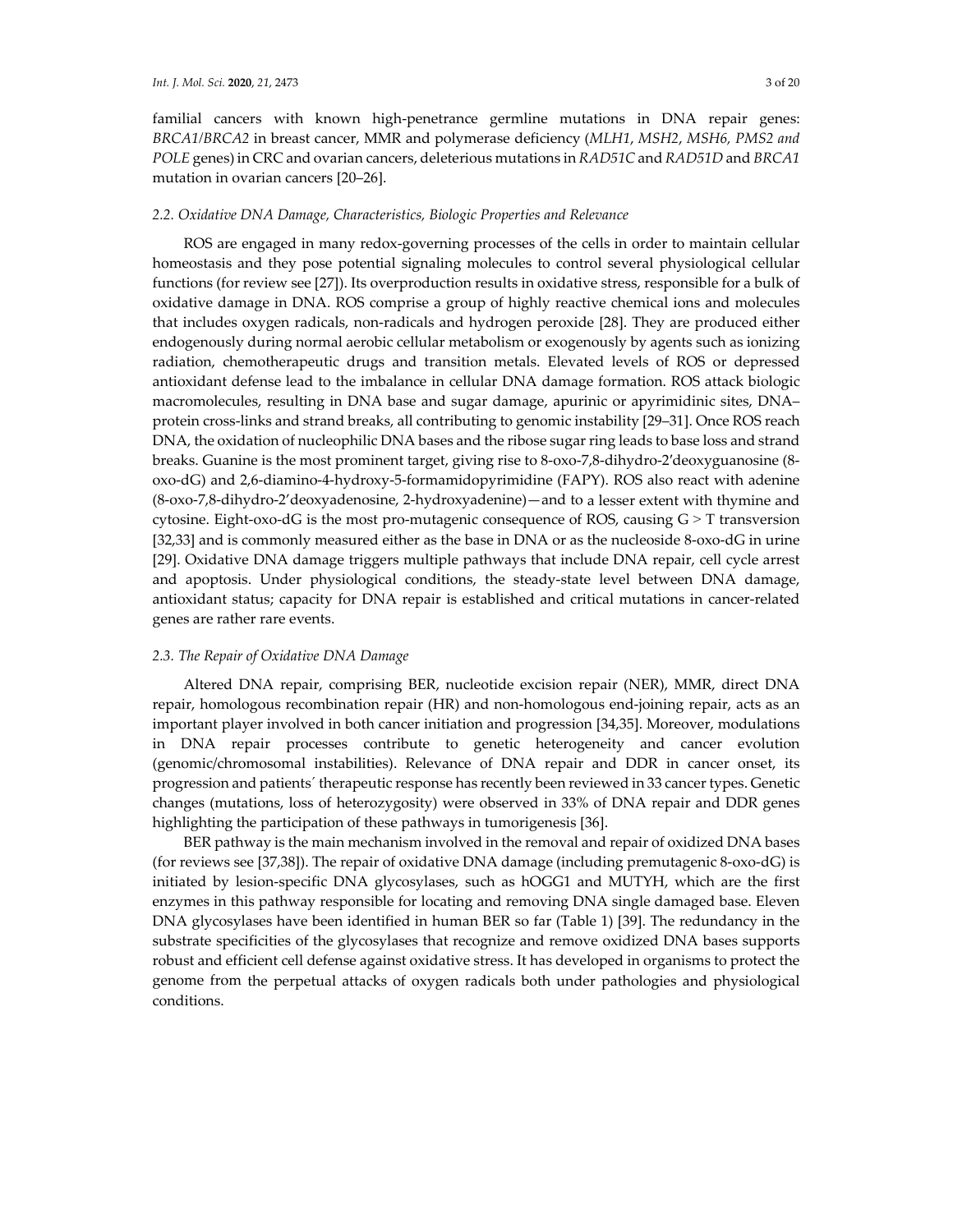familial cancers with known high-penetrance germline mutations in DNA repair genes: *BRCA1/BRCA2* in breast cancer, MMR and polymerase deficiency (*MLH1*, *MSH2*, *MSH6, PMS2 and POLE* genes) in CRC and ovarian cancers, deleterious mutations in *RAD51C* and *RAD51D* and *BRCA1* mutation in ovarian cancers [20–26].

### *2.2. Oxidative DNA Damage, Characteristics, Biologic Properties and Relevance*

ROS are engaged in many redox-governing processes of the cells in order to maintain cellular homeostasis and they pose potential signaling molecules to control several physiological cellular functions (for review see [27]). Its overproduction results in oxidative stress, responsible for a bulk of oxidative damage in DNA. ROS comprise a group of highly reactive chemical ions and molecules that includes oxygen radicals, non-radicals and hydrogen peroxide [28]. They are produced either endogenously during normal aerobic cellular metabolism or exogenously by agents such as ionizing radiation, chemotherapeutic drugs and transition metals. Elevated levels of ROS or depressed antioxidant defense lead to the imbalance in cellular DNA damage formation. ROS attack biologic macromolecules, resulting in DNA base and sugar damage, apurinic or apyrimidinic sites, DNA–protein cross-links and strand breaks, all contributing to genomic instability [29–31]. Once ROS reach DNA, the oxidation of nucleophilic DNA bases and the ribose sugar ring leads to base loss and strand breaks. Guanine is the most prominent target, giving rise to 8-oxo-7,8-dihydro-2′deoxyguanosine (8-oxo-dG) and 2,6-diamino-4-hydroxy-5-formamidopyrimidine (FAPY). ROS also react with adenine (8-oxo-7,8-dihydro-2′deoxyadenosine, 2-hydroxyadenine)—and to a lesser extent with thymine and cytosine. Eight-oxo-dG is the most pro-mutagenic consequence of ROS, causing G > T transversion [32,33] and is commonly measured either as the base in DNA or as the nucleoside 8-oxo-dG in urine [29]. Oxidative DNA damage triggers multiple pathways that include DNA repair, cell cycle arrest and apoptosis. Under physiological conditions, the steady-state level between DNA damage, antioxidant status; capacity for DNA repair is established and critical mutations in cancer-related genes are rather rare events.

### *2.3. The Repair of Oxidative DNA Damage*

Altered DNA repair, comprising BER, nucleotide excision repair (NER), MMR, direct DNA repair, homologous recombination repair (HR) and non-homologous end-joining repair, acts as an important player involved in both cancer initiation and progression [34,35]. Moreover, modulations in DNA repair processes contribute to genetic heterogeneity and cancer evolution (genomic/chromosomal instabilities). Relevance of DNA repair and DDR in cancer onset, its progression and patients´ therapeutic response has recently been reviewed in 33 cancer types. Genetic changes (mutations, loss of heterozygosity) were observed in 33% of DNA repair and DDR genes highlighting the participation of these pathways in tumorigenesis [36].

BER pathway is the main mechanism involved in the removal and repair of oxidized DNA bases (for reviews see [37,38]). The repair of oxidative DNA damage (including premutagenic 8-oxo-dG) is initiated by lesion-specific DNA glycosylases, such as hOGG1 and MUTYH, which are the first enzymes in this pathway responsible for locating and removing DNA single damaged base. Eleven DNA glycosylases have been identified in human BER so far (Table 1) [39]. The redundancy in the substrate specificities of the glycosylases that recognize and remove oxidized DNA bases supports robust and efficient cell defense against oxidative stress. It has developed in organisms to protect the genome from the perpetual attacks of oxygen radicals both under pathologies and physiological conditions.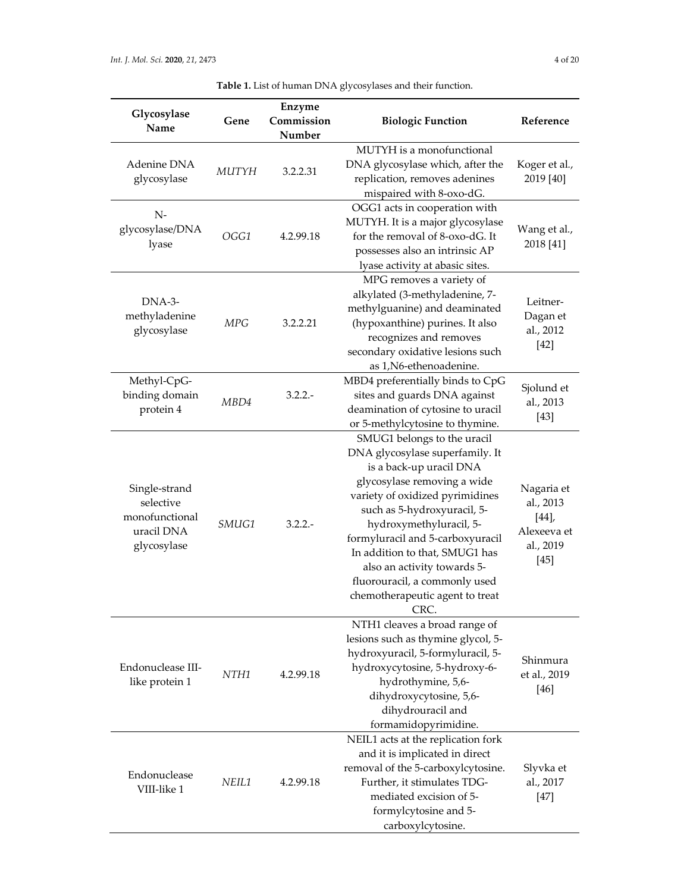**Table 1.** List of human DNA glycosylases and their function.

| Glycosylase Name | Gene | Enzyme Commission Number | Biologic Function | Reference |
|---|---|---|---|---|
| Adenine DNA glycosylase | *MUTYH* | 3.2.2.31 | MUTYH is a monofunctional DNA glycosylase which, after the replication, removes adenines mispaired with 8-oxo-dG. | Koger et al., 2019 [40] |
| N-glycosylase/DNA lyase | *OGG1* | 4.2.99.18 | OGG1 acts in cooperation with MUTYH. It is a major glycosylase for the removal of 8-oxo-dG. It possesses also an intrinsic AP lyase activity at abasic sites. | Wang et al., 2018 [41] |
| DNA-3-methyladenine glycosylase | *MPG* | 3.2.2.21 | MPG removes a variety of alkylated (3-methyladenine, 7-methylguanine) and deaminated (hypoxanthine) purines. It also recognizes and removes secondary oxidative lesions such as 1,N6-ethenoadenine. | Leitner-Dagan et al., 2012 [42] |
| Methyl-CpG-binding domain protein 4 | *MBD4* | 3.2.2.- | MBD4 preferentially binds to CpG sites and guards DNA against deamination of cytosine to uracil or 5-methylcytosine to thymine. | Sjolund et al., 2013 [43] |
| Single-strand selective monofunctional uracil DNA glycosylase | *SMUG1* | 3.2.2.- | SMUG1 belongs to the uracil DNA glycosylase superfamily. It is a back-up uracil DNA glycosylase removing a wide variety of oxidized pyrimidines such as 5-hydroxyuracil, 5-hydroxymethyluracil, 5-formyluracil and 5-carboxyuracil In addition to that, SMUG1 has also an activity towards 5-fluorouracil, a commonly used chemotherapeutic agent to treat CRC. | Nagaria et al., 2013 [44], Alexeeva et al., 2019 [45] |
| Endonuclease III-like protein 1 | *NTH1* | 4.2.99.18 | NTH1 cleaves a broad range of lesions such as thymine glycol, 5-hydroxyuracil, 5-formyluracil, 5-hydroxycytosine, 5-hydroxy-6-hydrothymine, 5,6-dihydroxycytosine, 5,6-dihydrouracil and formamidopyrimidine. | Shinmura et al., 2019 [46] |
| Endonuclease VIII-like 1 | *NEIL1* | 4.2.99.18 | NEIL1 acts at the replication fork and it is implicated in direct removal of the 5-carboxylcytosine. Further, it stimulates TDG-mediated excision of 5-formylcytosine and 5-carboxylcytosine. | Slyvka et al., 2017 [47] |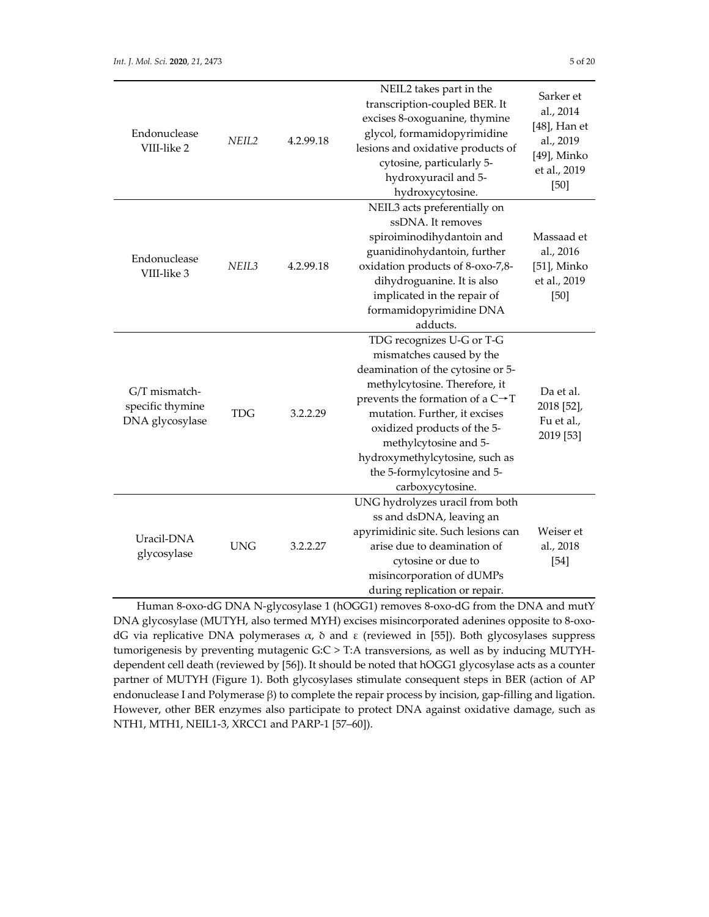| Endonuclease VIII-like 2 | *NEIL2* | 4.2.99.18 | NEIL2 takes part in the transcription-coupled BER. It excises 8-oxoguanine, thymine glycol, formamidopyrimidine lesions and oxidative products of cytosine, particularly 5-hydroxyuracil and 5-hydroxycytosine. | Sarker et al., 2014 [48], Han et al., 2019 [49], Minko et al., 2019 [50] |
|---|---|---|---|---|
| Endonuclease VIII-like 3 | *NEIL3* | 4.2.99.18 | NEIL3 acts preferentially on ssDNA. It removes spiroiminodihydantoin and guanidinohydantoin, further oxidation products of 8-oxo-7,8-dihydroguanine. It is also implicated in the repair of formamidopyrimidine DNA adducts. | Massaad et al., 2016 [51], Minko et al., 2019 [50] |
| G/T mismatch-specific thymine DNA glycosylase | TDG | 3.2.2.29 | TDG recognizes U-G or T-G mismatches caused by the deamination of the cytosine or 5-methylcytosine. Therefore, it prevents the formation of a C→T mutation. Further, it excises oxidized products of the 5-methylcytosine and 5-hydroxymethylcytosine, such as the 5-formylcytosine and 5-carboxycytosine. | Da et al. 2018 [52], Fu et al., 2019 [53] |
| Uracil-DNA glycosylase | UNG | 3.2.2.27 | UNG hydrolyzes uracil from both ss and dsDNA, leaving an apyrimidinic site. Such lesions can arise due to deamination of cytosine or due to misincorporation of dUMPs during replication or repair. | Weiser et al., 2018 [54] |

Human 8-oxo-dG DNA N-glycosylase 1 (hOGG1) removes 8-oxo-dG from the DNA and mutY DNA glycosylase (MUTYH, also termed MYH) excises misincorporated adenines opposite to 8-oxo-dG via replicative DNA polymerases $\alpha$, $\delta$ and $\varepsilon$ (reviewed in [55]). Both glycosylases suppress tumorigenesis by preventing mutagenic G:C > T:A transversions, as well as by inducing MUTYH-dependent cell death (reviewed by [56]). It should be noted that hOGG1 glycosylase acts as a counter partner of MUTYH (Figure 1). Both glycosylases stimulate consequent steps in BER (action of AP endonuclease I and Polymerase $\beta$) to complete the repair process by incision, gap-filling and ligation. However, other BER enzymes also participate to protect DNA against oxidative damage, such as NTH1, MTH1, NEIL1-3, XRCC1 and PARP-1 [57–60]).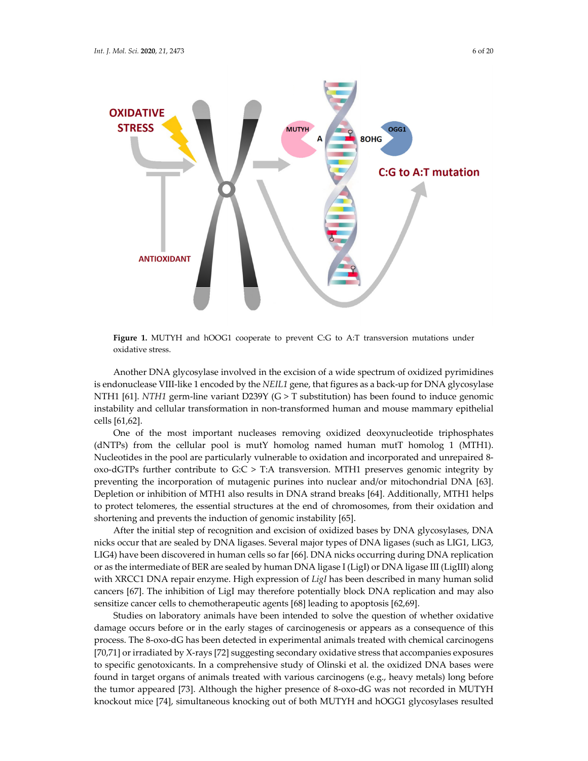**Figure 1.** MUTYH and hOOG1 cooperate to prevent C:G to A:T transversion mutations under oxidative stress.

Another DNA glycosylase involved in the excision of a wide spectrum of oxidized pyrimidines is endonuclease VIII-like 1 encoded by the *NEIL1* gene, that figures as a back-up for DNA glycosylase NTH1 [61]. *NTH1* germ-line variant D239Y (G > T substitution) has been found to induce genomic instability and cellular transformation in non-transformed human and mouse mammary epithelial cells [61,62].

One of the most important nucleases removing oxidized deoxynucleotide triphosphates (dNTPs) from the cellular pool is mutY homolog named human mutT homolog 1 (MTH1). Nucleotides in the pool are particularly vulnerable to oxidation and incorporated and unrepaired 8-oxo-dGTPs further contribute to G:C > T:A transversion. MTH1 preserves genomic integrity by preventing the incorporation of mutagenic purines into nuclear and/or mitochondrial DNA [63]. Depletion or inhibition of MTH1 also results in DNA strand breaks [64]. Additionally, MTH1 helps to protect telomeres, the essential structures at the end of chromosomes, from their oxidation and shortening and prevents the induction of genomic instability [65].

After the initial step of recognition and excision of oxidized bases by DNA glycosylases, DNA nicks occur that are sealed by DNA ligases. Several major types of DNA ligases (such as LIG1, LIG3, LIG4) have been discovered in human cells so far [66]. DNA nicks occurring during DNA replication or as the intermediate of BER are sealed by human DNA ligase I (LigI) or DNA ligase III (LigIII) along with XRCC1 DNA repair enzyme. High expression of *LigI* has been described in many human solid cancers [67]. The inhibition of LigI may therefore potentially block DNA replication and may also sensitize cancer cells to chemotherapeutic agents [68] leading to apoptosis [62,69].

Studies on laboratory animals have been intended to solve the question of whether oxidative damage occurs before or in the early stages of carcinogenesis or appears as a consequence of this process. The 8-oxo-dG has been detected in experimental animals treated with chemical carcinogens [70,71] or irradiated by X-rays [72] suggesting secondary oxidative stress that accompanies exposures to specific genotoxicants. In a comprehensive study of Olinski et al. the oxidized DNA bases were found in target organs of animals treated with various carcinogens (e.g., heavy metals) long before the tumor appeared [73]. Although the higher presence of 8-oxo-dG was not recorded in MUTYH knockout mice [74], simultaneous knocking out of both MUTYH and hOGG1 glycosylases resulted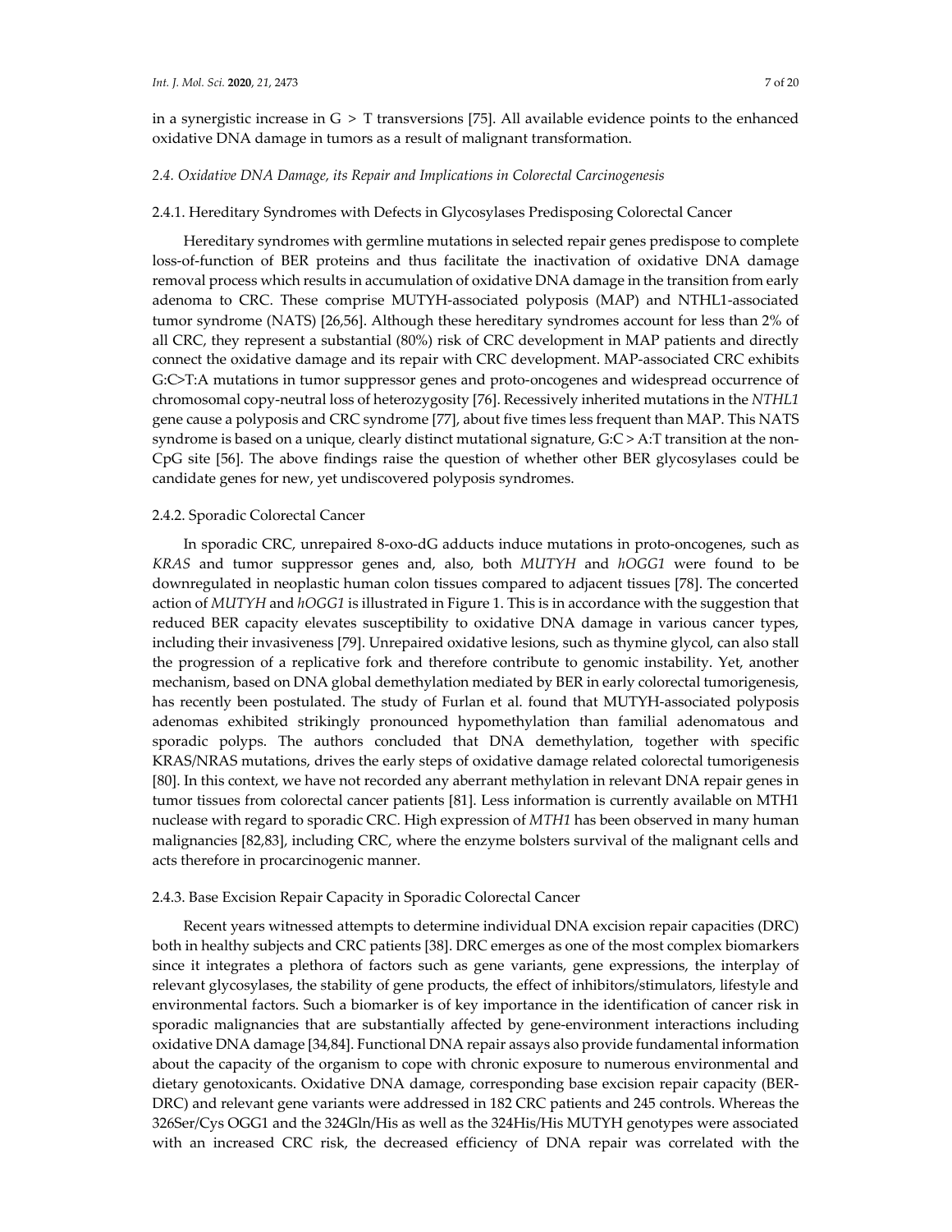in a synergistic increase in G > T transversions [75]. All available evidence points to the enhanced oxidative DNA damage in tumors as a result of malignant transformation.

### *2.4. Oxidative DNA Damage, its Repair and Implications in Colorectal Carcinogenesis*

#### 2.4.1. Hereditary Syndromes with Defects in Glycosylases Predisposing Colorectal Cancer

Hereditary syndromes with germline mutations in selected repair genes predispose to complete loss-of-function of BER proteins and thus facilitate the inactivation of oxidative DNA damage removal process which results in accumulation of oxidative DNA damage in the transition from early adenoma to CRC. These comprise MUTYH-associated polyposis (MAP) and NTHL1-associated tumor syndrome (NATS) [26,56]. Although these hereditary syndromes account for less than 2% of all CRC, they represent a substantial (80%) risk of CRC development in MAP patients and directly connect the oxidative damage and its repair with CRC development. MAP-associated CRC exhibits G:C>T:A mutations in tumor suppressor genes and proto-oncogenes and widespread occurrence of chromosomal copy-neutral loss of heterozygosity [76]. Recessively inherited mutations in the *NTHL1* gene cause a polyposis and CRC syndrome [77], about five times less frequent than MAP. This NATS syndrome is based on a unique, clearly distinct mutational signature, G:C > A:T transition at the non-CpG site [56]. The above findings raise the question of whether other BER glycosylases could be candidate genes for new, yet undiscovered polyposis syndromes.

#### 2.4.2. Sporadic Colorectal Cancer

In sporadic CRC, unrepaired 8-oxo-dG adducts induce mutations in proto-oncogenes, such as *KRAS* and tumor suppressor genes and, also, both *MUTYH* and *hOGG1* were found to be downregulated in neoplastic human colon tissues compared to adjacent tissues [78]. The concerted action of *MUTYH* and *hOGG1* is illustrated in Figure 1. This is in accordance with the suggestion that reduced BER capacity elevates susceptibility to oxidative DNA damage in various cancer types, including their invasiveness [79]. Unrepaired oxidative lesions, such as thymine glycol, can also stall the progression of a replicative fork and therefore contribute to genomic instability. Yet, another mechanism, based on DNA global demethylation mediated by BER in early colorectal tumorigenesis, has recently been postulated. The study of Furlan et al. found that MUTYH-associated polyposis adenomas exhibited strikingly pronounced hypomethylation than familial adenomatous and sporadic polyps. The authors concluded that DNA demethylation, together with specific KRAS/NRAS mutations, drives the early steps of oxidative damage related colorectal tumorigenesis [80]. In this context, we have not recorded any aberrant methylation in relevant DNA repair genes in tumor tissues from colorectal cancer patients [81]. Less information is currently available on MTH1 nuclease with regard to sporadic CRC. High expression of *MTH1* has been observed in many human malignancies [82,83], including CRC, where the enzyme bolsters survival of the malignant cells and acts therefore in procarcinogenic manner.

#### 2.4.3. Base Excision Repair Capacity in Sporadic Colorectal Cancer

Recent years witnessed attempts to determine individual DNA excision repair capacities (DRC) both in healthy subjects and CRC patients [38]. DRC emerges as one of the most complex biomarkers since it integrates a plethora of factors such as gene variants, gene expressions, the interplay of relevant glycosylases, the stability of gene products, the effect of inhibitors/stimulators, lifestyle and environmental factors. Such a biomarker is of key importance in the identification of cancer risk in sporadic malignancies that are substantially affected by gene-environment interactions including oxidative DNA damage [34,84]. Functional DNA repair assays also provide fundamental information about the capacity of the organism to cope with chronic exposure to numerous environmental and dietary genotoxicants. Oxidative DNA damage, corresponding base excision repair capacity (BER-DRC) and relevant gene variants were addressed in 182 CRC patients and 245 controls. Whereas the 326Ser/Cys OGG1 and the 324Gln/His as well as the 324His/His MUTYH genotypes were associated with an increased CRC risk, the decreased efficiency of DNA repair was correlated with the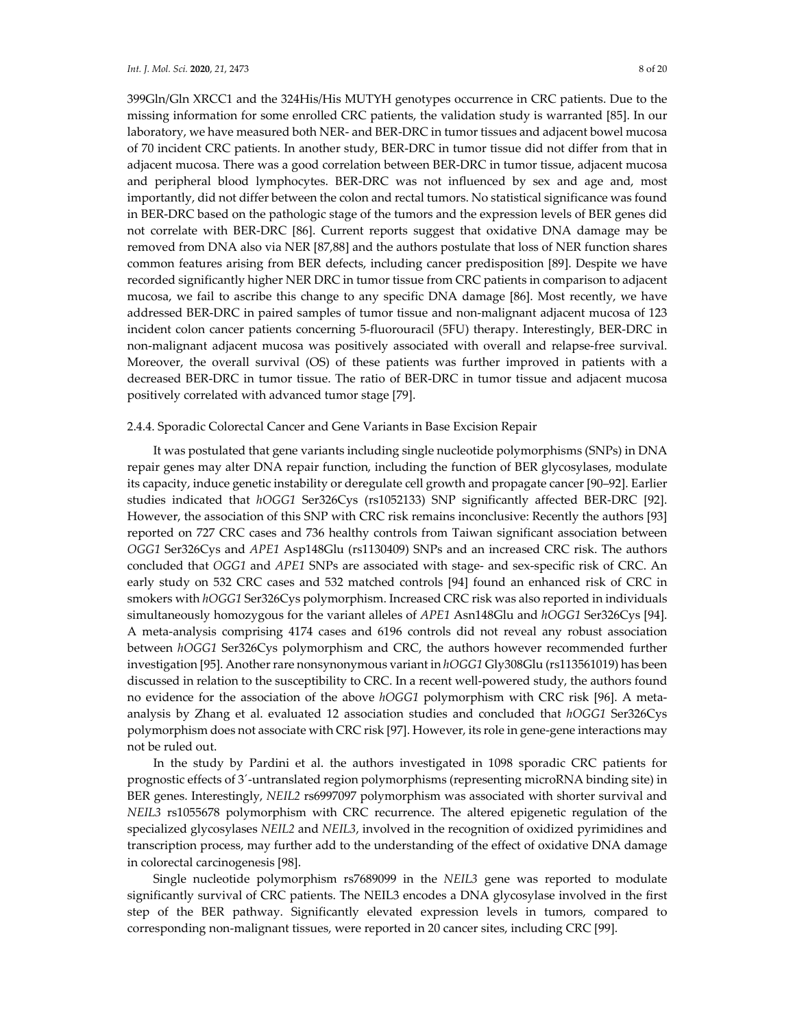399Gln/Gln XRCC1 and the 324His/His MUTYH genotypes occurrence in CRC patients. Due to the missing information for some enrolled CRC patients, the validation study is warranted [85]. In our laboratory, we have measured both NER- and BER-DRC in tumor tissues and adjacent bowel mucosa of 70 incident CRC patients. In another study, BER-DRC in tumor tissue did not differ from that in adjacent mucosa. There was a good correlation between BER-DRC in tumor tissue, adjacent mucosa and peripheral blood lymphocytes. BER-DRC was not influenced by sex and age and, most importantly, did not differ between the colon and rectal tumors. No statistical significance was found in BER-DRC based on the pathologic stage of the tumors and the expression levels of BER genes did not correlate with BER-DRC [86]. Current reports suggest that oxidative DNA damage may be removed from DNA also via NER [87,88] and the authors postulate that loss of NER function shares common features arising from BER defects, including cancer predisposition [89]. Despite we have recorded significantly higher NER DRC in tumor tissue from CRC patients in comparison to adjacent mucosa, we fail to ascribe this change to any specific DNA damage [86]. Most recently, we have addressed BER-DRC in paired samples of tumor tissue and non-malignant adjacent mucosa of 123 incident colon cancer patients concerning 5-fluorouracil (5FU) therapy. Interestingly, BER-DRC in non-malignant adjacent mucosa was positively associated with overall and relapse-free survival. Moreover, the overall survival (OS) of these patients was further improved in patients with a decreased BER-DRC in tumor tissue. The ratio of BER-DRC in tumor tissue and adjacent mucosa positively correlated with advanced tumor stage [79].

#### 2.4.4. Sporadic Colorectal Cancer and Gene Variants in Base Excision Repair

It was postulated that gene variants including single nucleotide polymorphisms (SNPs) in DNA repair genes may alter DNA repair function, including the function of BER glycosylases, modulate its capacity, induce genetic instability or deregulate cell growth and propagate cancer [90–92]. Earlier studies indicated that *hOGG1* Ser326Cys (rs1052133) SNP significantly affected BER-DRC [92]. However, the association of this SNP with CRC risk remains inconclusive: Recently the authors [93] reported on 727 CRC cases and 736 healthy controls from Taiwan significant association between *OGG1* Ser326Cys and *APE1* Asp148Glu (rs1130409) SNPs and an increased CRC risk. The authors concluded that *OGG1* and *APE1* SNPs are associated with stage- and sex-specific risk of CRC. An early study on 532 CRC cases and 532 matched controls [94] found an enhanced risk of CRC in smokers with *hOGG1* Ser326Cys polymorphism. Increased CRC risk was also reported in individuals simultaneously homozygous for the variant alleles of *APE1* Asn148Glu and *hOGG1* Ser326Cys [94]. A meta-analysis comprising 4174 cases and 6196 controls did not reveal any robust association between *hOGG1* Ser326Cys polymorphism and CRC, the authors however recommended further investigation [95]. Another rare nonsynonymous variant in *hOGG1* Gly308Glu (rs113561019) has been discussed in relation to the susceptibility to CRC. In a recent well-powered study, the authors found no evidence for the association of the above *hOGG1* polymorphism with CRC risk [96]. A meta-analysis by Zhang et al. evaluated 12 association studies and concluded that *hOGG1* Ser326Cys polymorphism does not associate with CRC risk [97]. However, its role in gene-gene interactions may not be ruled out.

In the study by Pardini et al. the authors investigated in 1098 sporadic CRC patients for prognostic effects of 3′-untranslated region polymorphisms (representing microRNA binding site) in BER genes. Interestingly, *NEIL2* rs6997097 polymorphism was associated with shorter survival and *NEIL3* rs1055678 polymorphism with CRC recurrence. The altered epigenetic regulation of the specialized glycosylases *NEIL2* and *NEIL3*, involved in the recognition of oxidized pyrimidines and transcription process, may further add to the understanding of the effect of oxidative DNA damage in colorectal carcinogenesis [98].

Single nucleotide polymorphism rs7689099 in the *NEIL3* gene was reported to modulate significantly survival of CRC patients. The NEIL3 encodes a DNA glycosylase involved in the first step of the BER pathway. Significantly elevated expression levels in tumors, compared to corresponding non-malignant tissues, were reported in 20 cancer sites, including CRC [99].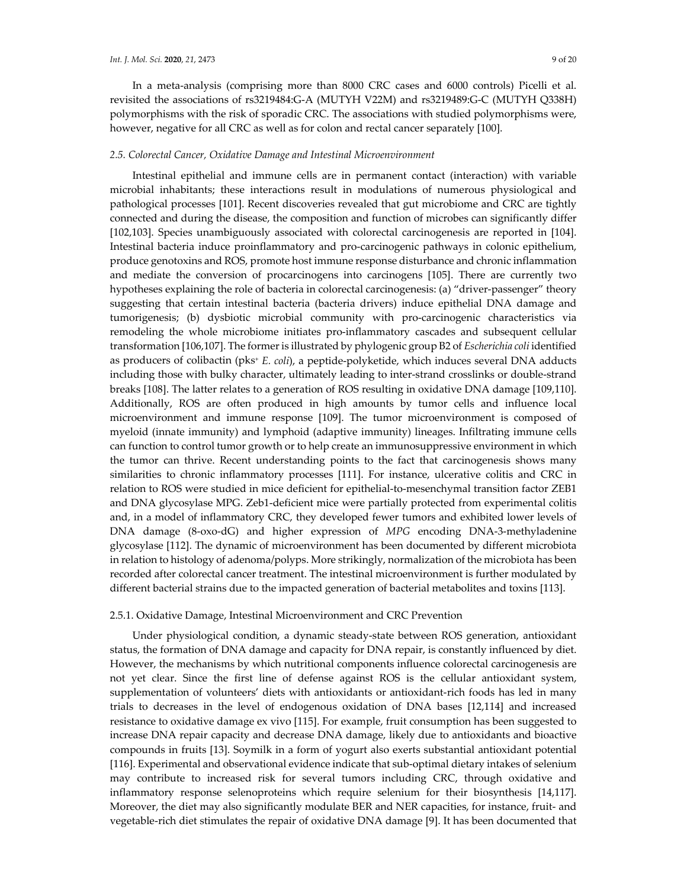In a meta-analysis (comprising more than 8000 CRC cases and 6000 controls) Picelli et al. revisited the associations of rs3219484:G-A (MUTYH V22M) and rs3219489:G-C (MUTYH Q338H) polymorphisms with the risk of sporadic CRC. The associations with studied polymorphisms were, however, negative for all CRC as well as for colon and rectal cancer separately [100].

### *2.5. Colorectal Cancer, Oxidative Damage and Intestinal Microenvironment*

Intestinal epithelial and immune cells are in permanent contact (interaction) with variable microbial inhabitants; these interactions result in modulations of numerous physiological and pathological processes [101]. Recent discoveries revealed that gut microbiome and CRC are tightly connected and during the disease, the composition and function of microbes can significantly differ [102,103]. Species unambiguously associated with colorectal carcinogenesis are reported in [104]. Intestinal bacteria induce proinflammatory and pro-carcinogenic pathways in colonic epithelium, produce genotoxins and ROS, promote host immune response disturbance and chronic inflammation and mediate the conversion of procarcinogens into carcinogens [105]. There are currently two hypotheses explaining the role of bacteria in colorectal carcinogenesis: (a) "driver-passenger" theory suggesting that certain intestinal bacteria (bacteria drivers) induce epithelial DNA damage and tumorigenesis; (b) dysbiotic microbial community with pro-carcinogenic characteristics via remodeling the whole microbiome initiates pro-inflammatory cascades and subsequent cellular transformation [106,107]. The former is illustrated by phylogenic group B2 of *Escherichia coli* identified as producers of colibactin (pks$^+$ *E. coli*), a peptide-polyketide, which induces several DNA adducts including those with bulky character, ultimately leading to inter-strand crosslinks or double-strand breaks [108]. The latter relates to a generation of ROS resulting in oxidative DNA damage [109,110]. Additionally, ROS are often produced in high amounts by tumor cells and influence local microenvironment and immune response [109]. The tumor microenvironment is composed of myeloid (innate immunity) and lymphoid (adaptive immunity) lineages. Infiltrating immune cells can function to control tumor growth or to help create an immunosuppressive environment in which the tumor can thrive. Recent understanding points to the fact that carcinogenesis shows many similarities to chronic inflammatory processes [111]. For instance, ulcerative colitis and CRC in relation to ROS were studied in mice deficient for epithelial-to-mesenchymal transition factor ZEB1 and DNA glycosylase MPG. Zeb1-deficient mice were partially protected from experimental colitis and, in a model of inflammatory CRC, they developed fewer tumors and exhibited lower levels of DNA damage (8-oxo-dG) and higher expression of *MPG* encoding DNA-3-methyladenine glycosylase [112]. The dynamic of microenvironment has been documented by different microbiota in relation to histology of adenoma/polyps. More strikingly, normalization of the microbiota has been recorded after colorectal cancer treatment. The intestinal microenvironment is further modulated by different bacterial strains due to the impacted generation of bacterial metabolites and toxins [113].

#### 2.5.1. Oxidative Damage, Intestinal Microenvironment and CRC Prevention

Under physiological condition, a dynamic steady-state between ROS generation, antioxidant status, the formation of DNA damage and capacity for DNA repair, is constantly influenced by diet. However, the mechanisms by which nutritional components influence colorectal carcinogenesis are not yet clear. Since the first line of defense against ROS is the cellular antioxidant system, supplementation of volunteers' diets with antioxidants or antioxidant-rich foods has led in many trials to decreases in the level of endogenous oxidation of DNA bases [12,114] and increased resistance to oxidative damage ex vivo [115]. For example, fruit consumption has been suggested to increase DNA repair capacity and decrease DNA damage, likely due to antioxidants and bioactive compounds in fruits [13]. Soymilk in a form of yogurt also exerts substantial antioxidant potential [116]. Experimental and observational evidence indicate that sub-optimal dietary intakes of selenium may contribute to increased risk for several tumors including CRC, through oxidative and inflammatory response selenoproteins which require selenium for their biosynthesis [14,117]. Moreover, the diet may also significantly modulate BER and NER capacities, for instance, fruit- and vegetable-rich diet stimulates the repair of oxidative DNA damage [9]. It has been documented that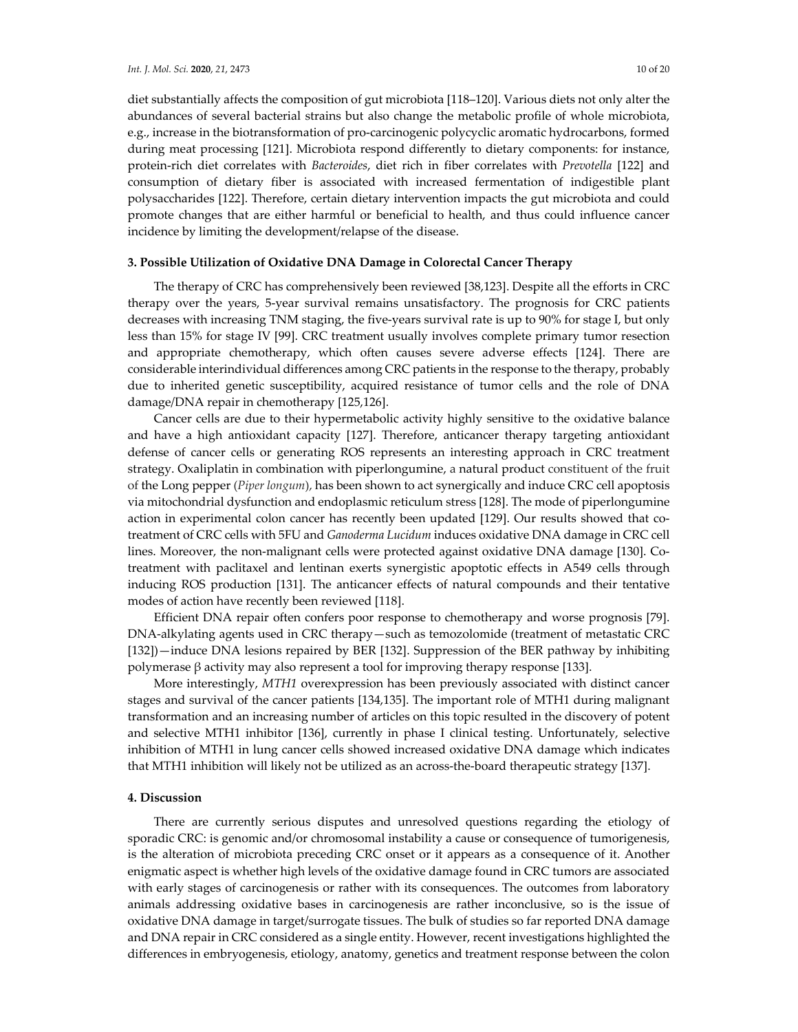diet substantially affects the composition of gut microbiota [118–120]. Various diets not only alter the abundances of several bacterial strains but also change the metabolic profile of whole microbiota, e.g., increase in the biotransformation of pro-carcinogenic polycyclic aromatic hydrocarbons, formed during meat processing [121]. Microbiota respond differently to dietary components: for instance, protein-rich diet correlates with *Bacteroides*, diet rich in fiber correlates with *Prevotella* [122] and consumption of dietary fiber is associated with increased fermentation of indigestible plant polysaccharides [122]. Therefore, certain dietary intervention impacts the gut microbiota and could promote changes that are either harmful or beneficial to health, and thus could influence cancer incidence by limiting the development/relapse of the disease.

## 3. Possible Utilization of Oxidative DNA Damage in Colorectal Cancer Therapy

The therapy of CRC has comprehensively been reviewed [38,123]. Despite all the efforts in CRC therapy over the years, 5-year survival remains unsatisfactory. The prognosis for CRC patients decreases with increasing TNM staging, the five-years survival rate is up to 90% for stage I, but only less than 15% for stage IV [99]. CRC treatment usually involves complete primary tumor resection and appropriate chemotherapy, which often causes severe adverse effects [124]. There are considerable interindividual differences among CRC patients in the response to the therapy, probably due to inherited genetic susceptibility, acquired resistance of tumor cells and the role of DNA damage/DNA repair in chemotherapy [125,126].

Cancer cells are due to their hypermetabolic activity highly sensitive to the oxidative balance and have a high antioxidant capacity [127]. Therefore, anticancer therapy targeting antioxidant defense of cancer cells or generating ROS represents an interesting approach in CRC treatment strategy. Oxaliplatin in combination with piperlongumine, a natural product constituent of the fruit of the Long pepper (*Piper longum*), has been shown to act synergically and induce CRC cell apoptosis via mitochondrial dysfunction and endoplasmic reticulum stress [128]. The mode of piperlongumine action in experimental colon cancer has recently been updated [129]. Our results showed that co-treatment of CRC cells with 5FU and *Ganoderma Lucidum* induces oxidative DNA damage in CRC cell lines. Moreover, the non-malignant cells were protected against oxidative DNA damage [130]. Co-treatment with paclitaxel and lentinan exerts synergistic apoptotic effects in A549 cells through inducing ROS production [131]. The anticancer effects of natural compounds and their tentative modes of action have recently been reviewed [118].

Efficient DNA repair often confers poor response to chemotherapy and worse prognosis [79]. DNA-alkylating agents used in CRC therapy—such as temozolomide (treatment of metastatic CRC [132])—induce DNA lesions repaired by BER [132]. Suppression of the BER pathway by inhibiting polymerase $\beta$ activity may also represent a tool for improving therapy response [133].

More interestingly, *MTH1* overexpression has been previously associated with distinct cancer stages and survival of the cancer patients [134,135]. The important role of MTH1 during malignant transformation and an increasing number of articles on this topic resulted in the discovery of potent and selective MTH1 inhibitor [136], currently in phase I clinical testing. Unfortunately, selective inhibition of MTH1 in lung cancer cells showed increased oxidative DNA damage which indicates that MTH1 inhibition will likely not be utilized as an across-the-board therapeutic strategy [137].

## 4. Discussion

There are currently serious disputes and unresolved questions regarding the etiology of sporadic CRC: is genomic and/or chromosomal instability a cause or consequence of tumorigenesis, is the alteration of microbiota preceding CRC onset or it appears as a consequence of it. Another enigmatic aspect is whether high levels of the oxidative damage found in CRC tumors are associated with early stages of carcinogenesis or rather with its consequences. The outcomes from laboratory animals addressing oxidative bases in carcinogenesis are rather inconclusive, so is the issue of oxidative DNA damage in target/surrogate tissues. The bulk of studies so far reported DNA damage and DNA repair in CRC considered as a single entity. However, recent investigations highlighted the differences in embryogenesis, etiology, anatomy, genetics and treatment response between the colon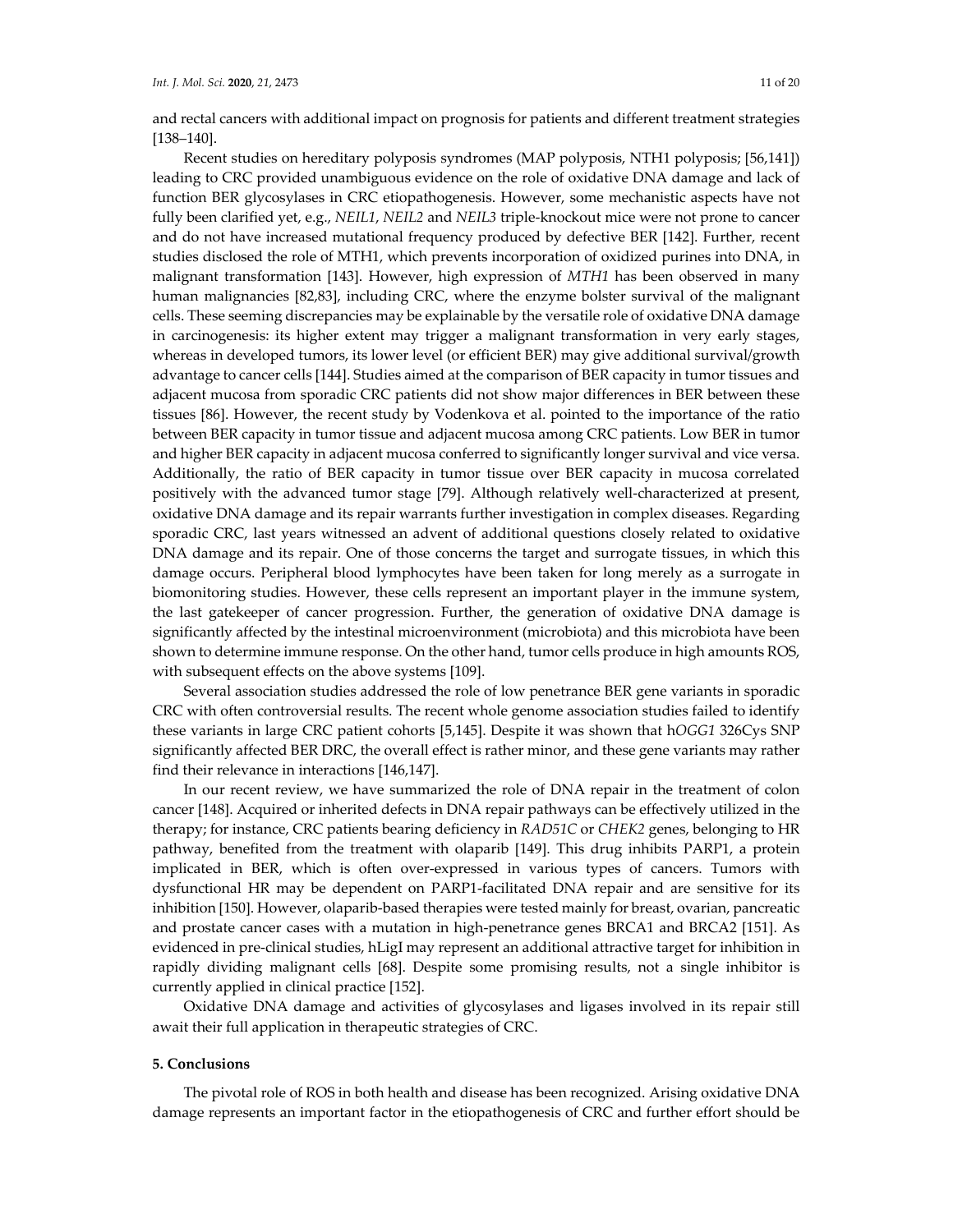and rectal cancers with additional impact on prognosis for patients and different treatment strategies [138–140].

Recent studies on hereditary polyposis syndromes (MAP polyposis, NTH1 polyposis; [56,141]) leading to CRC provided unambiguous evidence on the role of oxidative DNA damage and lack of function BER glycosylases in CRC etiopathogenesis. However, some mechanistic aspects have not fully been clarified yet, e.g., *NEIL1*, *NEIL2* and *NEIL3* triple-knockout mice were not prone to cancer and do not have increased mutational frequency produced by defective BER [142]. Further, recent studies disclosed the role of MTH1, which prevents incorporation of oxidized purines into DNA, in malignant transformation [143]. However, high expression of *MTH1* has been observed in many human malignancies [82,83], including CRC, where the enzyme bolster survival of the malignant cells. These seeming discrepancies may be explainable by the versatile role of oxidative DNA damage in carcinogenesis: its higher extent may trigger a malignant transformation in very early stages, whereas in developed tumors, its lower level (or efficient BER) may give additional survival/growth advantage to cancer cells [144]. Studies aimed at the comparison of BER capacity in tumor tissues and adjacent mucosa from sporadic CRC patients did not show major differences in BER between these tissues [86]. However, the recent study by Vodenkova et al. pointed to the importance of the ratio between BER capacity in tumor tissue and adjacent mucosa among CRC patients. Low BER in tumor and higher BER capacity in adjacent mucosa conferred to significantly longer survival and vice versa. Additionally, the ratio of BER capacity in tumor tissue over BER capacity in mucosa correlated positively with the advanced tumor stage [79]. Although relatively well-characterized at present, oxidative DNA damage and its repair warrants further investigation in complex diseases. Regarding sporadic CRC, last years witnessed an advent of additional questions closely related to oxidative DNA damage and its repair. One of those concerns the target and surrogate tissues, in which this damage occurs. Peripheral blood lymphocytes have been taken for long merely as a surrogate in biomonitoring studies. However, these cells represent an important player in the immune system, the last gatekeeper of cancer progression. Further, the generation of oxidative DNA damage is significantly affected by the intestinal microenvironment (microbiota) and this microbiota have been shown to determine immune response. On the other hand, tumor cells produce in high amounts ROS, with subsequent effects on the above systems [109].

Several association studies addressed the role of low penetrance BER gene variants in sporadic CRC with often controversial results. The recent whole genome association studies failed to identify these variants in large CRC patient cohorts [5,145]. Despite it was shown that h*OGG1* 326Cys SNP significantly affected BER DRC, the overall effect is rather minor, and these gene variants may rather find their relevance in interactions [146,147].

In our recent review, we have summarized the role of DNA repair in the treatment of colon cancer [148]. Acquired or inherited defects in DNA repair pathways can be effectively utilized in the therapy; for instance, CRC patients bearing deficiency in *RAD51C* or *CHEK2* genes, belonging to HR pathway, benefited from the treatment with olaparib [149]. This drug inhibits PARP1, a protein implicated in BER, which is often over-expressed in various types of cancers. Tumors with dysfunctional HR may be dependent on PARP1-facilitated DNA repair and are sensitive for its inhibition [150]. However, olaparib-based therapies were tested mainly for breast, ovarian, pancreatic and prostate cancer cases with a mutation in high-penetrance genes BRCA1 and BRCA2 [151]. As evidenced in pre-clinical studies, hLigI may represent an additional attractive target for inhibition in rapidly dividing malignant cells [68]. Despite some promising results, not a single inhibitor is currently applied in clinical practice [152].

Oxidative DNA damage and activities of glycosylases and ligases involved in its repair still await their full application in therapeutic strategies of CRC.

## 5. Conclusions

The pivotal role of ROS in both health and disease has been recognized. Arising oxidative DNA damage represents an important factor in the etiopathogenesis of CRC and further effort should be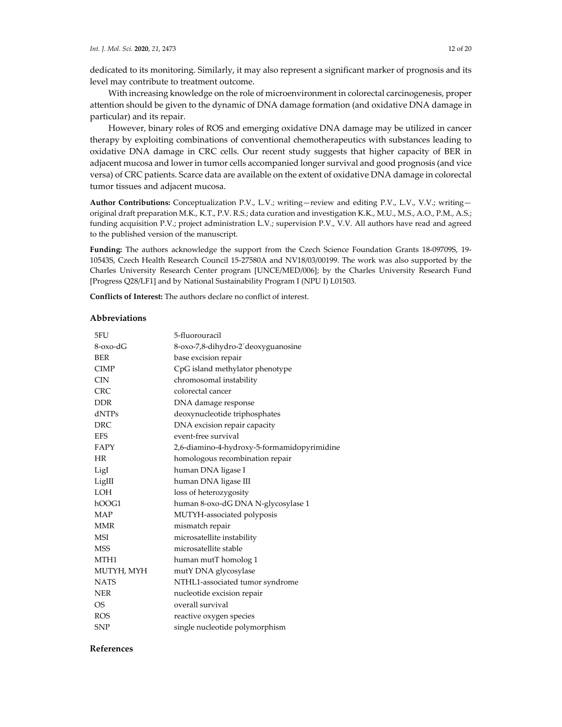dedicated to its monitoring. Similarly, it may also represent a significant marker of prognosis and its level may contribute to treatment outcome.

With increasing knowledge on the role of microenvironment in colorectal carcinogenesis, proper attention should be given to the dynamic of DNA damage formation (and oxidative DNA damage in particular) and its repair.

However, binary roles of ROS and emerging oxidative DNA damage may be utilized in cancer therapy by exploiting combinations of conventional chemotherapeutics with substances leading to oxidative DNA damage in CRC cells. Our recent study suggests that higher capacity of BER in adjacent mucosa and lower in tumor cells accompanied longer survival and good prognosis (and vice versa) of CRC patients. Scarce data are available on the extent of oxidative DNA damage in colorectal tumor tissues and adjacent mucosa.

**Author Contributions:** Conceptualization P.V., L.V.; writing—review and editing P.V., L.V., V.V.; writing—original draft preparation M.K., K.T., P.V. R.S.; data curation and investigation K.K., M.U., M.S., A.O., P.M., A.S.; funding acquisition P.V.; project administration L.V.; supervision P.V., V.V. All authors have read and agreed to the published version of the manuscript.

**Funding:** The authors acknowledge the support from the Czech Science Foundation Grants 18-09709S, 19-10543S, Czech Health Research Council 15-27580A and NV18/03/00199. The work was also supported by the Charles University Research Center program [UNCE/MED/006]; by the Charles University Research Fund [Progress Q28/LF1] and by National Sustainability Program I (NPU I) L01503.

**Conflicts of Interest:** The authors declare no conflict of interest.

## Abbreviations

| | |
|---|---|
| 5FU | 5-fluorouracil |
| 8-oxo-dG | 8-oxo-7,8-dihydro-2´deoxyguanosine |
| BER | base excision repair |
| CIMP | CpG island methylator phenotype |
| CIN | chromosomal instability |
| CRC | colorectal cancer |
| DDR | DNA damage response |
| dNTPs | deoxynucleotide triphosphates |
| DRC | DNA excision repair capacity |
| EFS | event-free survival |
| FAPY | 2,6-diamino-4-hydroxy-5-formamidopyrimidine |
| HR | homologous recombination repair |
| LigI | human DNA ligase I |
| LigIII | human DNA ligase III |
| LOH | loss of heterozygosity |
| hOOG1 | human 8-oxo-dG DNA N-glycosylase 1 |
| MAP | MUTYH-associated polyposis |
| MMR | mismatch repair |
| MSI | microsatellite instability |
| MSS | microsatellite stable |
| MTH1 | human mutT homolog 1 |
| MUTYH, MYH | mutY DNA glycosylase |
| NATS | NTHL1-associated tumor syndrome |
| NER | nucleotide excision repair |
| OS | overall survival |
| ROS | reactive oxygen species |
| SNP | single nucleotide polymorphism |

## References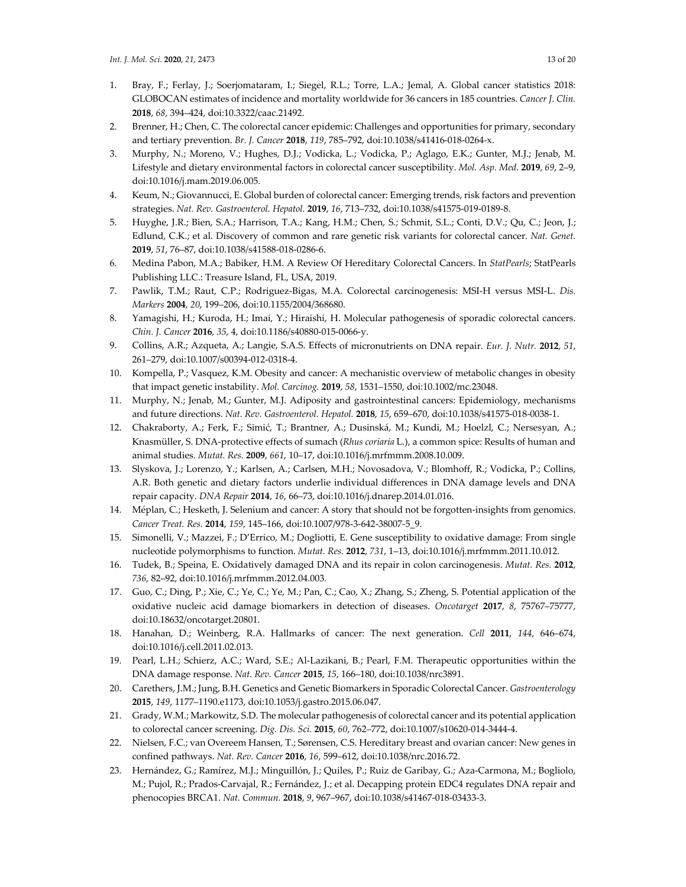1. Bray, F.; Ferlay, J.; Soerjomataram, I.; Siegel, R.L.; Torre, L.A.; Jemal, A. Global cancer statistics 2018: GLOBOCAN estimates of incidence and mortality worldwide for 36 cancers in 185 countries. *Cancer J. Clin.* **2018**, *68*, 394–424, doi:10.3322/caac.21492.
2. Brenner, H.; Chen, C. The colorectal cancer epidemic: Challenges and opportunities for primary, secondary and tertiary prevention. *Br. J. Cancer* **2018**, *119*, 785–792, doi:10.1038/s41416-018-0264-x.
3. Murphy, N.; Moreno, V.; Hughes, D.J.; Vodicka, L.; Vodicka, P.; Aglago, E.K.; Gunter, M.J.; Jenab, M. Lifestyle and dietary environmental factors in colorectal cancer susceptibility. *Mol. Asp. Med.* **2019**, *69*, 2–9, doi:10.1016/j.mam.2019.06.005.
4. Keum, N.; Giovannucci, E. Global burden of colorectal cancer: Emerging trends, risk factors and prevention strategies. *Nat. Rev. Gastroenterol. Hepatol.* **2019**, *16*, 713–732, doi:10.1038/s41575-019-0189-8.
5. Huyghe, J.R.; Bien, S.A.; Harrison, T.A.; Kang, H.M.; Chen, S.; Schmit, S.L.; Conti, D.V.; Qu, C.; Jeon, J.; Edlund, C.K.; et al. Discovery of common and rare genetic risk variants for colorectal cancer. *Nat. Genet.* **2019**, *51*, 76–87, doi:10.1038/s41588-018-0286-6.
6. Medina Pabon, M.A.; Babiker, H.M. A Review Of Hereditary Colorectal Cancers. In *StatPearls*; StatPearls Publishing LLC.: Treasure Island, FL, USA, 2019.
7. Pawlik, T.M.; Raut, C.P.; Rodriguez-Bigas, M.A. Colorectal carcinogenesis: MSI-H versus MSI-L. *Dis. Markers* **2004**, *20*, 199–206, doi:10.1155/2004/368680.
8. Yamagishi, H.; Kuroda, H.; Imai, Y.; Hiraishi, H. Molecular pathogenesis of sporadic colorectal cancers. *Chin. J. Cancer* **2016**, *35*, 4, doi:10.1186/s40880-015-0066-y.
9. Collins, A.R.; Azqueta, A.; Langie, S.A.S. Effects of micronutrients on DNA repair. *Eur. J. Nutr.* **2012**, *51*, 261–279, doi:10.1007/s00394-012-0318-4.
10. Kompella, P.; Vasquez, K.M. Obesity and cancer: A mechanistic overview of metabolic changes in obesity that impact genetic instability. *Mol. Carcinog.* **2019**, *58*, 1531–1550, doi:10.1002/mc.23048.
11. Murphy, N.; Jenab, M.; Gunter, M.J. Adiposity and gastrointestinal cancers: Epidemiology, mechanisms and future directions. *Nat. Rev. Gastroenterol. Hepatol.* **2018**, *15*, 659–670, doi:10.1038/s41575-018-0038-1.
12. Chakraborty, A.; Ferk, F.; Simić, T.; Brantner, A.; Dusinská, M.; Kundi, M.; Hoelzl, C.; Nersesyan, A.; Knasmüller, S. DNA-protective effects of sumach (*Rhus coriaria* L.), a common spice: Results of human and animal studies. *Mutat. Res.* **2009**, *661*, 10–17, doi:10.1016/j.mrfmmm.2008.10.009.
13. Slyskova, J.; Lorenzo, Y.; Karlsen, A.; Carlsen, M.H.; Novosadova, V.; Blomhoff, R.; Vodicka, P.; Collins, A.R. Both genetic and dietary factors underlie individual differences in DNA damage levels and DNA repair capacity. *DNA Repair* **2014**, *16*, 66–73, doi:10.1016/j.dnarep.2014.01.016.
14. Méplan, C.; Hesketh, J. Selenium and cancer: A story that should not be forgotten-insights from genomics. *Cancer Treat. Res.* **2014**, *159*, 145–166, doi:10.1007/978-3-642-38007-5_9.
15. Simonelli, V.; Mazzei, F.; D'Errico, M.; Dogliotti, E. Gene susceptibility to oxidative damage: From single nucleotide polymorphisms to function. *Mutat. Res.* **2012**, *731*, 1–13, doi:10.1016/j.mrfmmm.2011.10.012.
16. Tudek, B.; Speina, E. Oxidatively damaged DNA and its repair in colon carcinogenesis. *Mutat. Res.* **2012**, *736*, 82–92, doi:10.1016/j.mrfmmm.2012.04.003.
17. Guo, C.; Ding, P.; Xie, C.; Ye, C.; Ye, M.; Pan, C.; Cao, X.; Zhang, S.; Zheng, S. Potential application of the oxidative nucleic acid damage biomarkers in detection of diseases. *Oncotarget* **2017**, *8*, 75767–75777, doi:10.18632/oncotarget.20801.
18. Hanahan, D.; Weinberg, R.A. Hallmarks of cancer: The next generation. *Cell* **2011**, *144*, 646–674, doi:10.1016/j.cell.2011.02.013.
19. Pearl, L.H.; Schierz, A.C.; Ward, S.E.; Al-Lazikani, B.; Pearl, F.M. Therapeutic opportunities within the DNA damage response. *Nat. Rev. Cancer* **2015**, *15*, 166–180, doi:10.1038/nrc3891.
20. Carethers, J.M.; Jung, B.H. Genetics and Genetic Biomarkers in Sporadic Colorectal Cancer. *Gastroenterology* **2015**, *149*, 1177–1190.e1173, doi:10.1053/j.gastro.2015.06.047.
21. Grady, W.M.; Markowitz, S.D. The molecular pathogenesis of colorectal cancer and its potential application to colorectal cancer screening. *Dig. Dis. Sci.* **2015**, *60*, 762–772, doi:10.1007/s10620-014-3444-4.
22. Nielsen, F.C.; van Overeem Hansen, T.; Sørensen, C.S. Hereditary breast and ovarian cancer: New genes in confined pathways. *Nat. Rev. Cancer* **2016**, *16*, 599–612, doi:10.1038/nrc.2016.72.
23. Hernández, G.; Ramírez, M.J.; Minguillón, J.; Quiles, P.; Ruiz de Garibay, G.; Aza-Carmona, M.; Bogliolo, M.; Pujol, R.; Prados-Carvajal, R.; Fernández, J.; et al. Decapping protein EDC4 regulates DNA repair and phenocopies BRCA1. *Nat. Commun.* **2018**, *9*, 967–967, doi:10.1038/s41467-018-03433-3.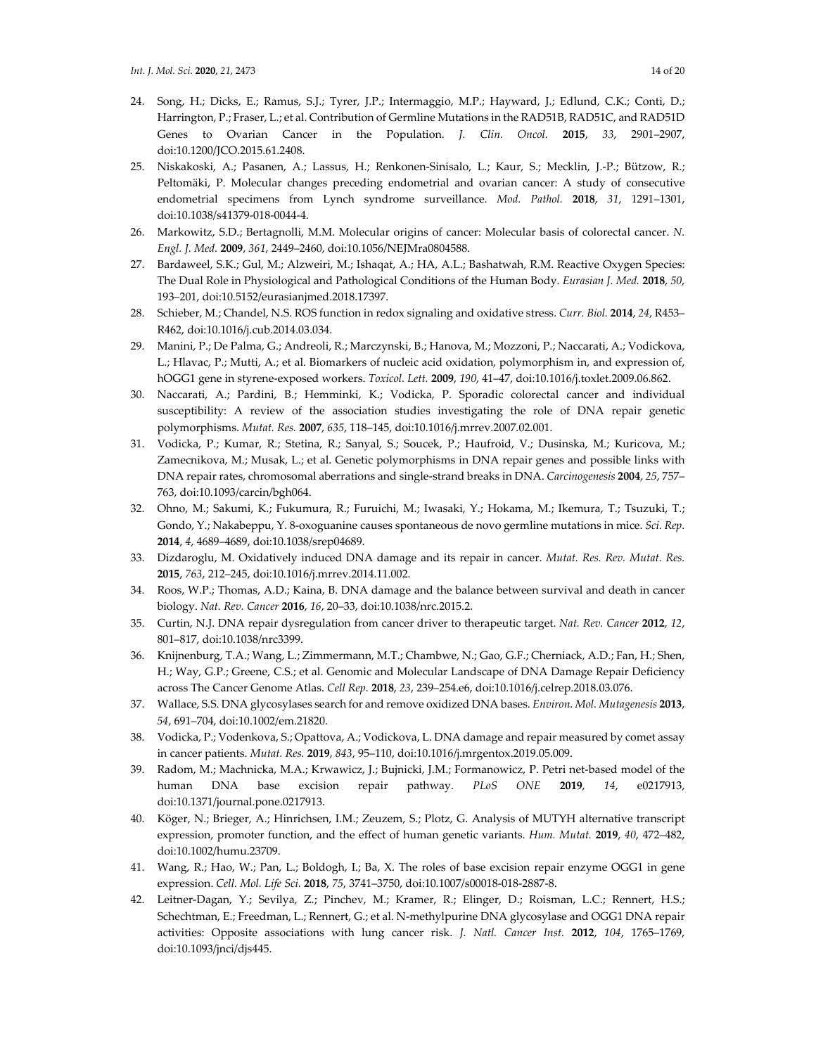24. Song, H.; Dicks, E.; Ramus, S.J.; Tyrer, J.P.; Intermaggio, M.P.; Hayward, J.; Edlund, C.K.; Conti, D.; Harrington, P.; Fraser, L.; et al. Contribution of Germline Mutations in the RAD51B, RAD51C, and RAD51D Genes to Ovarian Cancer in the Population. *J. Clin. Oncol.* **2015**, *33*, 2901–2907, doi:10.1200/JCO.2015.61.2408.
25. Niskakoski, A.; Pasanen, A.; Lassus, H.; Renkonen-Sinisalo, L.; Kaur, S.; Mecklin, J.-P.; Bützow, R.; Peltomäki, P. Molecular changes preceding endometrial and ovarian cancer: A study of consecutive endometrial specimens from Lynch syndrome surveillance. *Mod. Pathol.* **2018**, *31*, 1291–1301, doi:10.1038/s41379-018-0044-4.
26. Markowitz, S.D.; Bertagnolli, M.M. Molecular origins of cancer: Molecular basis of colorectal cancer. *N. Engl. J. Med.* **2009**, *361*, 2449–2460, doi:10.1056/NEJMra0804588.
27. Bardaweel, S.K.; Gul, M.; Alzweiri, M.; Ishaqat, A.; HA, A.L.; Bashatwah, R.M. Reactive Oxygen Species: The Dual Role in Physiological and Pathological Conditions of the Human Body. *Eurasian J. Med.* **2018**, *50*, 193–201, doi:10.5152/eurasianjmed.2018.17397.
28. Schieber, M.; Chandel, N.S. ROS function in redox signaling and oxidative stress. *Curr. Biol.* **2014**, *24*, R453–R462, doi:10.1016/j.cub.2014.03.034.
29. Manini, P.; De Palma, G.; Andreoli, R.; Marczynski, B.; Hanova, M.; Mozzoni, P.; Naccarati, A.; Vodickova, L.; Hlavac, P.; Mutti, A.; et al. Biomarkers of nucleic acid oxidation, polymorphism in, and expression of, hOGG1 gene in styrene-exposed workers. *Toxicol. Lett.* **2009**, *190*, 41–47, doi:10.1016/j.toxlet.2009.06.862.
30. Naccarati, A.; Pardini, B.; Hemminki, K.; Vodicka, P. Sporadic colorectal cancer and individual susceptibility: A review of the association studies investigating the role of DNA repair genetic polymorphisms. *Mutat. Res.* **2007**, *635*, 118–145, doi:10.1016/j.mrrev.2007.02.001.
31. Vodicka, P.; Kumar, R.; Stetina, R.; Sanyal, S.; Soucek, P.; Haufroid, V.; Dusinska, M.; Kuricova, M.; Zamecnikova, M.; Musak, L.; et al. Genetic polymorphisms in DNA repair genes and possible links with DNA repair rates, chromosomal aberrations and single-strand breaks in DNA. *Carcinogenesis* **2004**, *25*, 757–763, doi:10.1093/carcin/bgh064.
32. Ohno, M.; Sakumi, K.; Fukumura, R.; Furuichi, M.; Iwasaki, Y.; Hokama, M.; Ikemura, T.; Tsuzuki, T.; Gondo, Y.; Nakabeppu, Y. 8-oxoguanine causes spontaneous de novo germline mutations in mice. *Sci. Rep.* **2014**, *4*, 4689–4689, doi:10.1038/srep04689.
33. Dizdaroglu, M. Oxidatively induced DNA damage and its repair in cancer. *Mutat. Res. Rev. Mutat. Res.* **2015**, *763*, 212–245, doi:10.1016/j.mrrev.2014.11.002.
34. Roos, W.P.; Thomas, A.D.; Kaina, B. DNA damage and the balance between survival and death in cancer biology. *Nat. Rev. Cancer* **2016**, *16*, 20–33, doi:10.1038/nrc.2015.2.
35. Curtin, N.J. DNA repair dysregulation from cancer driver to therapeutic target. *Nat. Rev. Cancer* **2012**, *12*, 801–817, doi:10.1038/nrc3399.
36. Knijnenburg, T.A.; Wang, L.; Zimmermann, M.T.; Chambwe, N.; Gao, G.F.; Cherniack, A.D.; Fan, H.; Shen, H.; Way, G.P.; Greene, C.S.; et al. Genomic and Molecular Landscape of DNA Damage Repair Deficiency across The Cancer Genome Atlas. *Cell Rep.* **2018**, *23*, 239–254.e6, doi:10.1016/j.celrep.2018.03.076.
37. Wallace, S.S. DNA glycosylases search for and remove oxidized DNA bases. *Environ. Mol. Mutagenesis* **2013**, *54*, 691–704, doi:10.1002/em.21820.
38. Vodicka, P.; Vodenkova, S.; Opattova, A.; Vodickova, L. DNA damage and repair measured by comet assay in cancer patients. *Mutat. Res.* **2019**, *843*, 95–110, doi:10.1016/j.mrgentox.2019.05.009.
39. Radom, M.; Machnicka, M.A.; Krwawicz, J.; Bujnicki, J.M.; Formanowicz, P. Petri net-based model of the human DNA base excision repair pathway. *PLoS ONE* **2019**, *14*, e0217913, doi:10.1371/journal.pone.0217913.
40. Köger, N.; Brieger, A.; Hinrichsen, I.M.; Zeuzem, S.; Plotz, G. Analysis of MUTYH alternative transcript expression, promoter function, and the effect of human genetic variants. *Hum. Mutat.* **2019**, *40*, 472–482, doi:10.1002/humu.23709.
41. Wang, R.; Hao, W.; Pan, L.; Boldogh, I.; Ba, X. The roles of base excision repair enzyme OGG1 in gene expression. *Cell. Mol. Life Sci.* **2018**, *75*, 3741–3750, doi:10.1007/s00018-018-2887-8.
42. Leitner-Dagan, Y.; Sevilya, Z.; Pinchev, M.; Kramer, R.; Elinger, D.; Roisman, L.C.; Rennert, H.S.; Schechtman, E.; Freedman, L.; Rennert, G.; et al. N-methylpurine DNA glycosylase and OGG1 DNA repair activities: Opposite associations with lung cancer risk. *J. Natl. Cancer Inst.* **2012**, *104*, 1765–1769, doi:10.1093/jnci/djs445.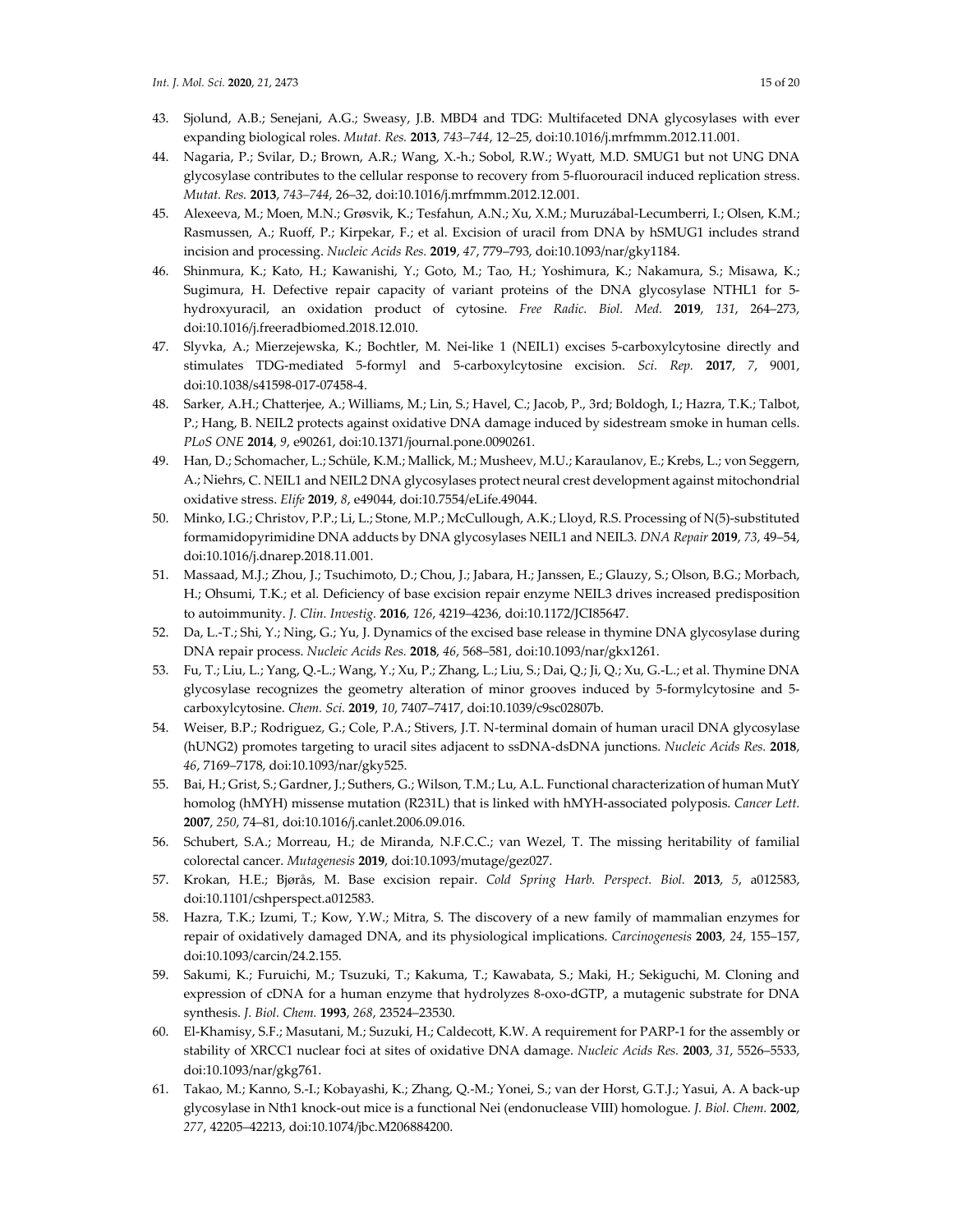43. Sjolund, A.B.; Senejani, A.G.; Sweasy, J.B. MBD4 and TDG: Multifaceted DNA glycosylases with ever expanding biological roles. *Mutat. Res.* **2013**, *743–744*, 12–25, doi:10.1016/j.mrfmmm.2012.11.001.
44. Nagaria, P.; Svilar, D.; Brown, A.R.; Wang, X.-h.; Sobol, R.W.; Wyatt, M.D. SMUG1 but not UNG DNA glycosylase contributes to the cellular response to recovery from 5-fluorouracil induced replication stress. *Mutat. Res.* **2013**, *743–744*, 26–32, doi:10.1016/j.mrfmmm.2012.12.001.
45. Alexeeva, M.; Moen, M.N.; Grøsvik, K.; Tesfahun, A.N.; Xu, X.M.; Muruzábal-Lecumberri, I.; Olsen, K.M.; Rasmussen, A.; Ruoff, P.; Kirpekar, F.; et al. Excision of uracil from DNA by hSMUG1 includes strand incision and processing. *Nucleic Acids Res.* **2019**, *47*, 779–793, doi:10.1093/nar/gky1184.
46. Shinmura, K.; Kato, H.; Kawanishi, Y.; Goto, M.; Tao, H.; Yoshimura, K.; Nakamura, S.; Misawa, K.; Sugimura, H. Defective repair capacity of variant proteins of the DNA glycosylase NTHL1 for 5-hydroxyuracil, an oxidation product of cytosine. *Free Radic. Biol. Med.* **2019**, *131*, 264–273, doi:10.1016/j.freeradbiomed.2018.12.010.
47. Slyvka, A.; Mierzejewska, K.; Bochtler, M. Nei-like 1 (NEIL1) excises 5-carboxylcytosine directly and stimulates TDG-mediated 5-formyl and 5-carboxylcytosine excision. *Sci. Rep.* **2017**, *7*, 9001, doi:10.1038/s41598-017-07458-4.
48. Sarker, A.H.; Chatterjee, A.; Williams, M.; Lin, S.; Havel, C.; Jacob, P., 3rd; Boldogh, I.; Hazra, T.K.; Talbot, P.; Hang, B. NEIL2 protects against oxidative DNA damage induced by sidestream smoke in human cells. *PLoS ONE* **2014**, *9*, e90261, doi:10.1371/journal.pone.0090261.
49. Han, D.; Schomacher, L.; Schüle, K.M.; Mallick, M.; Musheev, M.U.; Karaulanov, E.; Krebs, L.; von Seggern, A.; Niehrs, C. NEIL1 and NEIL2 DNA glycosylases protect neural crest development against mitochondrial oxidative stress. *Elife* **2019**, *8*, e49044, doi:10.7554/eLife.49044.
50. Minko, I.G.; Christov, P.P.; Li, L.; Stone, M.P.; McCullough, A.K.; Lloyd, R.S. Processing of N(5)-substituted formamidopyrimidine DNA adducts by DNA glycosylases NEIL1 and NEIL3. *DNA Repair* **2019**, *73*, 49–54, doi:10.1016/j.dnarep.2018.11.001.
51. Massaad, M.J.; Zhou, J.; Tsuchimoto, D.; Chou, J.; Jabara, H.; Janssen, E.; Glauzy, S.; Olson, B.G.; Morbach, H.; Ohsumi, T.K.; et al. Deficiency of base excision repair enzyme NEIL3 drives increased predisposition to autoimmunity. *J. Clin. Investig.* **2016**, *126*, 4219–4236, doi:10.1172/JCI85647.
52. Da, L.-T.; Shi, Y.; Ning, G.; Yu, J. Dynamics of the excised base release in thymine DNA glycosylase during DNA repair process. *Nucleic Acids Res.* **2018**, *46*, 568–581, doi:10.1093/nar/gkx1261.
53. Fu, T.; Liu, L.; Yang, Q.-L.; Wang, Y.; Xu, P.; Zhang, L.; Liu, S.; Dai, Q.; Ji, Q.; Xu, G.-L.; et al. Thymine DNA glycosylase recognizes the geometry alteration of minor grooves induced by 5-formylcytosine and 5-carboxylcytosine. *Chem. Sci.* **2019**, *10*, 7407–7417, doi:10.1039/c9sc02807b.
54. Weiser, B.P.; Rodriguez, G.; Cole, P.A.; Stivers, J.T. N-terminal domain of human uracil DNA glycosylase (hUNG2) promotes targeting to uracil sites adjacent to ssDNA-dsDNA junctions. *Nucleic Acids Res.* **2018**, *46*, 7169–7178, doi:10.1093/nar/gky525.
55. Bai, H.; Grist, S.; Gardner, J.; Suthers, G.; Wilson, T.M.; Lu, A.L. Functional characterization of human MutY homolog (hMYH) missense mutation (R231L) that is linked with hMYH-associated polyposis. *Cancer Lett.* **2007**, *250*, 74–81, doi:10.1016/j.canlet.2006.09.016.
56. Schubert, S.A.; Morreau, H.; de Miranda, N.F.C.C.; van Wezel, T. The missing heritability of familial colorectal cancer. *Mutagenesis* **2019**, doi:10.1093/mutage/gez027.
57. Krokan, H.E.; Bjørås, M. Base excision repair. *Cold Spring Harb. Perspect. Biol.* **2013**, *5*, a012583, doi:10.1101/cshperspect.a012583.
58. Hazra, T.K.; Izumi, T.; Kow, Y.W.; Mitra, S. The discovery of a new family of mammalian enzymes for repair of oxidatively damaged DNA, and its physiological implications. *Carcinogenesis* **2003**, *24*, 155–157, doi:10.1093/carcin/24.2.155.
59. Sakumi, K.; Furuichi, M.; Tsuzuki, T.; Kakuma, T.; Kawabata, S.; Maki, H.; Sekiguchi, M. Cloning and expression of cDNA for a human enzyme that hydrolyzes 8-oxo-dGTP, a mutagenic substrate for DNA synthesis. *J. Biol. Chem.* **1993**, *268*, 23524–23530.
60. El-Khamisy, S.F.; Masutani, M.; Suzuki, H.; Caldecott, K.W. A requirement for PARP-1 for the assembly or stability of XRCC1 nuclear foci at sites of oxidative DNA damage. *Nucleic Acids Res.* **2003**, *31*, 5526–5533, doi:10.1093/nar/gkg761.
61. Takao, M.; Kanno, S.-I.; Kobayashi, K.; Zhang, Q.-M.; Yonei, S.; van der Horst, G.T.J.; Yasui, A. A back-up glycosylase in Nth1 knock-out mice is a functional Nei (endonuclease VIII) homologue. *J. Biol. Chem.* **2002**, *277*, 42205–42213, doi:10.1074/jbc.M206884200.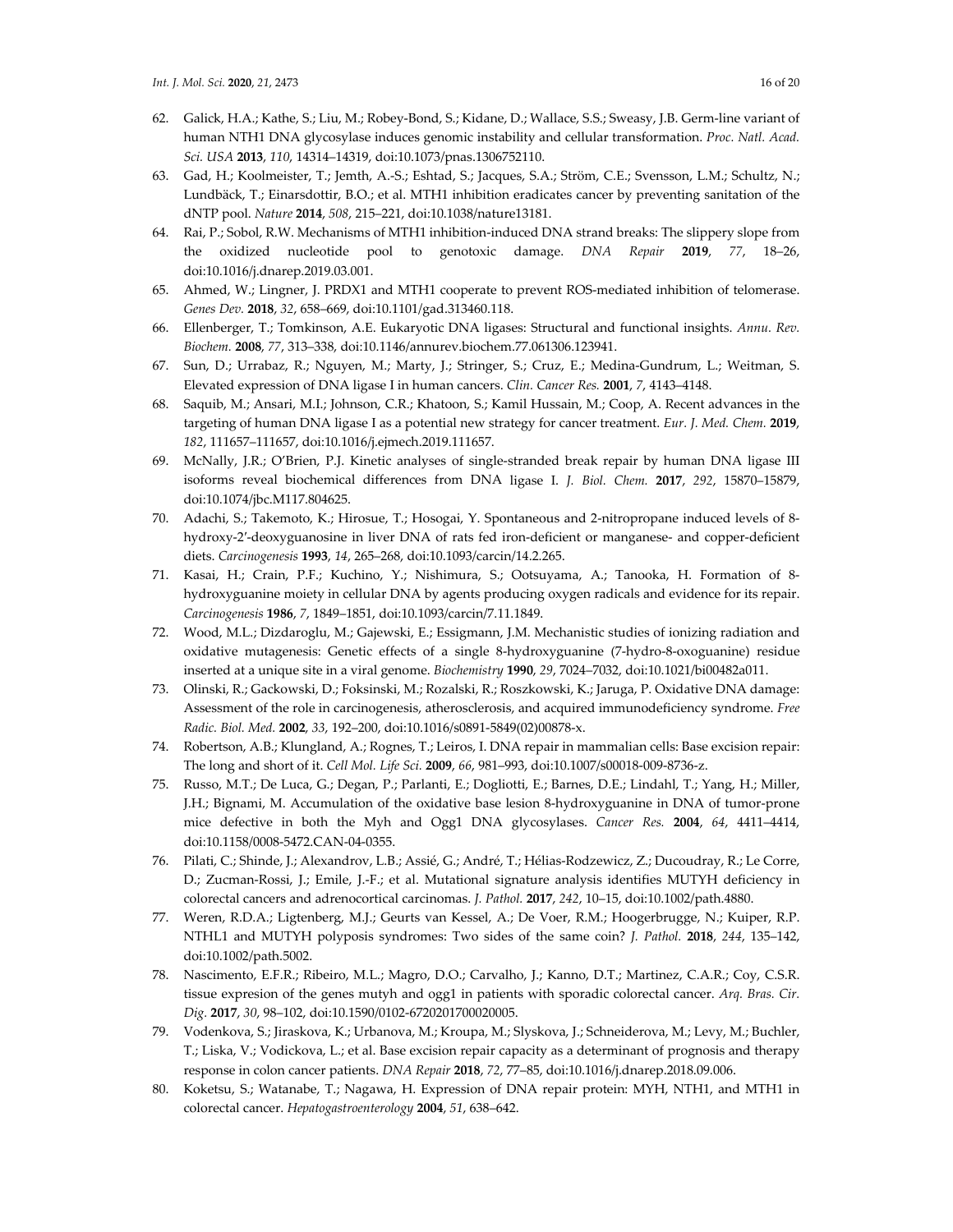62. Galick, H.A.; Kathe, S.; Liu, M.; Robey-Bond, S.; Kidane, D.; Wallace, S.S.; Sweasy, J.B. Germ-line variant of human NTH1 DNA glycosylase induces genomic instability and cellular transformation. *Proc. Natl. Acad. Sci. USA* **2013**, *110*, 14314–14319, doi:10.1073/pnas.1306752110.
63. Gad, H.; Koolmeister, T.; Jemth, A.-S.; Eshtad, S.; Jacques, S.A.; Ström, C.E.; Svensson, L.M.; Schultz, N.; Lundbäck, T.; Einarsdottir, B.O.; et al. MTH1 inhibition eradicates cancer by preventing sanitation of the dNTP pool. *Nature* **2014**, *508*, 215–221, doi:10.1038/nature13181.
64. Rai, P.; Sobol, R.W. Mechanisms of MTH1 inhibition-induced DNA strand breaks: The slippery slope from the oxidized nucleotide pool to genotoxic damage. *DNA Repair* **2019**, *77*, 18–26, doi:10.1016/j.dnarep.2019.03.001.
65. Ahmed, W.; Lingner, J. PRDX1 and MTH1 cooperate to prevent ROS-mediated inhibition of telomerase. *Genes Dev.* **2018**, *32*, 658–669, doi:10.1101/gad.313460.118.
66. Ellenberger, T.; Tomkinson, A.E. Eukaryotic DNA ligases: Structural and functional insights. *Annu. Rev. Biochem.* **2008**, *77*, 313–338, doi:10.1146/annurev.biochem.77.061306.123941.
67. Sun, D.; Urrabaz, R.; Nguyen, M.; Marty, J.; Stringer, S.; Cruz, E.; Medina-Gundrum, L.; Weitman, S. Elevated expression of DNA ligase I in human cancers. *Clin. Cancer Res.* **2001**, *7*, 4143–4148.
68. Saquib, M.; Ansari, M.I.; Johnson, C.R.; Khatoon, S.; Kamil Hussain, M.; Coop, A. Recent advances in the targeting of human DNA ligase I as a potential new strategy for cancer treatment. *Eur. J. Med. Chem.* **2019**, *182*, 111657–111657, doi:10.1016/j.ejmech.2019.111657.
69. McNally, J.R.; O'Brien, P.J. Kinetic analyses of single-stranded break repair by human DNA ligase III isoforms reveal biochemical differences from DNA ligase I. *J. Biol. Chem.* **2017**, *292*, 15870–15879, doi:10.1074/jbc.M117.804625.
70. Adachi, S.; Takemoto, K.; Hirosue, T.; Hosogai, Y. Spontaneous and 2-nitropropane induced levels of 8-hydroxy-2′-deoxyguanosine in liver DNA of rats fed iron-deficient or manganese- and copper-deficient diets. *Carcinogenesis* **1993**, *14*, 265–268, doi:10.1093/carcin/14.2.265.
71. Kasai, H.; Crain, P.F.; Kuchino, Y.; Nishimura, S.; Ootsuyama, A.; Tanooka, H. Formation of 8-hydroxyguanine moiety in cellular DNA by agents producing oxygen radicals and evidence for its repair. *Carcinogenesis* **1986**, *7*, 1849–1851, doi:10.1093/carcin/7.11.1849.
72. Wood, M.L.; Dizdaroglu, M.; Gajewski, E.; Essigmann, J.M. Mechanistic studies of ionizing radiation and oxidative mutagenesis: Genetic effects of a single 8-hydroxyguanine (7-hydro-8-oxoguanine) residue inserted at a unique site in a viral genome. *Biochemistry* **1990**, *29*, 7024–7032, doi:10.1021/bi00482a011.
73. Olinski, R.; Gackowski, D.; Foksinski, M.; Rozalski, R.; Roszkowski, K.; Jaruga, P. Oxidative DNA damage: Assessment of the role in carcinogenesis, atherosclerosis, and acquired immunodeficiency syndrome. *Free Radic. Biol. Med.* **2002**, *33*, 192–200, doi:10.1016/s0891-5849(02)00878-x.
74. Robertson, A.B.; Klungland, A.; Rognes, T.; Leiros, I. DNA repair in mammalian cells: Base excision repair: The long and short of it. *Cell Mol. Life Sci.* **2009**, *66*, 981–993, doi:10.1007/s00018-009-8736-z.
75. Russo, M.T.; De Luca, G.; Degan, P.; Parlanti, E.; Dogliotti, E.; Barnes, D.E.; Lindahl, T.; Yang, H.; Miller, J.H.; Bignami, M. Accumulation of the oxidative base lesion 8-hydroxyguanine in DNA of tumor-prone mice defective in both the Myh and Ogg1 DNA glycosylases. *Cancer Res.* **2004**, *64*, 4411–4414, doi:10.1158/0008-5472.CAN-04-0355.
76. Pilati, C.; Shinde, J.; Alexandrov, L.B.; Assié, G.; André, T.; Hélias-Rodzewicz, Z.; Ducoudray, R.; Le Corre, D.; Zucman-Rossi, J.; Emile, J.-F.; et al. Mutational signature analysis identifies MUTYH deficiency in colorectal cancers and adrenocortical carcinomas. *J. Pathol.* **2017**, *242*, 10–15, doi:10.1002/path.4880.
77. Weren, R.D.A.; Ligtenberg, M.J.; Geurts van Kessel, A.; De Voer, R.M.; Hoogerbrugge, N.; Kuiper, R.P. NTHL1 and MUTYH polyposis syndromes: Two sides of the same coin? *J. Pathol.* **2018**, *244*, 135–142, doi:10.1002/path.5002.
78. Nascimento, E.F.R.; Ribeiro, M.L.; Magro, D.O.; Carvalho, J.; Kanno, D.T.; Martinez, C.A.R.; Coy, C.S.R. tissue expresion of the genes mutyh and ogg1 in patients with sporadic colorectal cancer. *Arq. Bras. Cir. Dig.* **2017**, *30*, 98–102, doi:10.1590/0102-6720201700020005.
79. Vodenkova, S.; Jiraskova, K.; Urbanova, M.; Kroupa, M.; Slyskova, J.; Schneiderova, M.; Levy, M.; Buchler, T.; Liska, V.; Vodickova, L.; et al. Base excision repair capacity as a determinant of prognosis and therapy response in colon cancer patients. *DNA Repair* **2018**, *72*, 77–85, doi:10.1016/j.dnarep.2018.09.006.
80. Koketsu, S.; Watanabe, T.; Nagawa, H. Expression of DNA repair protein: MYH, NTH1, and MTH1 in colorectal cancer. *Hepatogastroenterology* **2004**, *51*, 638–642.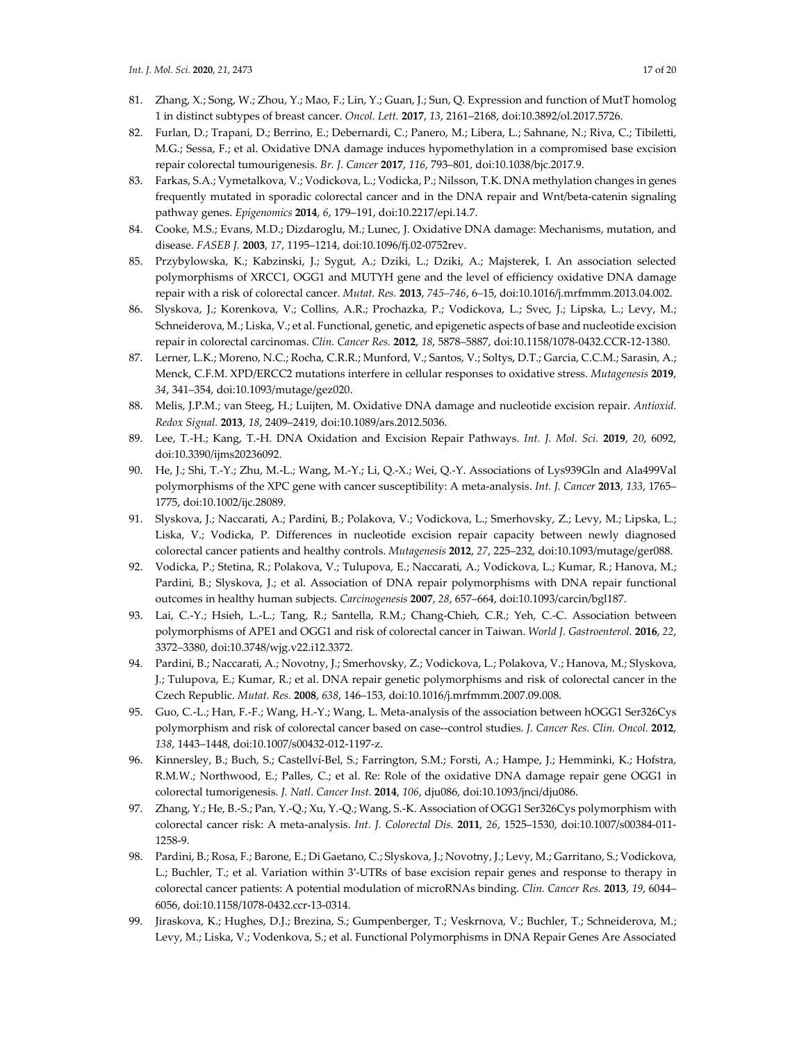81. Zhang, X.; Song, W.; Zhou, Y.; Mao, F.; Lin, Y.; Guan, J.; Sun, Q. Expression and function of MutT homolog 1 in distinct subtypes of breast cancer. *Oncol. Lett.* **2017**, *13*, 2161–2168, doi:10.3892/ol.2017.5726.
82. Furlan, D.; Trapani, D.; Berrino, E.; Debernardi, C.; Panero, M.; Libera, L.; Sahnane, N.; Riva, C.; Tibiletti, M.G.; Sessa, F.; et al. Oxidative DNA damage induces hypomethylation in a compromised base excision repair colorectal tumourigenesis. *Br. J. Cancer* **2017**, *116*, 793–801, doi:10.1038/bjc.2017.9.
83. Farkas, S.A.; Vymetalkova, V.; Vodickova, L.; Vodicka, P.; Nilsson, T.K. DNA methylation changes in genes frequently mutated in sporadic colorectal cancer and in the DNA repair and Wnt/beta-catenin signaling pathway genes. *Epigenomics* **2014**, *6*, 179–191, doi:10.2217/epi.14.7.
84. Cooke, M.S.; Evans, M.D.; Dizdaroglu, M.; Lunec, J. Oxidative DNA damage: Mechanisms, mutation, and disease. *FASEB J.* **2003**, *17*, 1195–1214, doi:10.1096/fj.02-0752rev.
85. Przybylowska, K.; Kabzinski, J.; Sygut, A.; Dziki, L.; Dziki, A.; Majsterek, I. An association selected polymorphisms of XRCC1, OGG1 and MUTYH gene and the level of efficiency oxidative DNA damage repair with a risk of colorectal cancer. *Mutat. Res.* **2013**, *745–746*, 6–15, doi:10.1016/j.mrfmmm.2013.04.002.
86. Slyskova, J.; Korenkova, V.; Collins, A.R.; Prochazka, P.; Vodickova, L.; Svec, J.; Lipska, L.; Levy, M.; Schneiderova, M.; Liska, V.; et al. Functional, genetic, and epigenetic aspects of base and nucleotide excision repair in colorectal carcinomas. *Clin. Cancer Res.* **2012**, *18*, 5878–5887, doi:10.1158/1078-0432.CCR-12-1380.
87. Lerner, L.K.; Moreno, N.C.; Rocha, C.R.R.; Munford, V.; Santos, V.; Soltys, D.T.; Garcia, C.C.M.; Sarasin, A.; Menck, C.F.M. XPD/ERCC2 mutations interfere in cellular responses to oxidative stress. *Mutagenesis* **2019**, *34*, 341–354, doi:10.1093/mutage/gez020.
88. Melis, J.P.M.; van Steeg, H.; Luijten, M. Oxidative DNA damage and nucleotide excision repair. *Antioxid. Redox Signal.* **2013**, *18*, 2409–2419, doi:10.1089/ars.2012.5036.
89. Lee, T.-H.; Kang, T.-H. DNA Oxidation and Excision Repair Pathways. *Int. J. Mol. Sci.* **2019**, *20*, 6092, doi:10.3390/ijms20236092.
90. He, J.; Shi, T.-Y.; Zhu, M.-L.; Wang, M.-Y.; Li, Q.-X.; Wei, Q.-Y. Associations of Lys939Gln and Ala499Val polymorphisms of the XPC gene with cancer susceptibility: A meta-analysis. *Int. J. Cancer* **2013**, *133*, 1765–1775, doi:10.1002/ijc.28089.
91. Slyskova, J.; Naccarati, A.; Pardini, B.; Polakova, V.; Vodickova, L.; Smerhovsky, Z.; Levy, M.; Lipska, L.; Liska, V.; Vodicka, P. Differences in nucleotide excision repair capacity between newly diagnosed colorectal cancer patients and healthy controls. *Mutagenesis* **2012**, *27*, 225–232, doi:10.1093/mutage/ger088.
92. Vodicka, P.; Stetina, R.; Polakova, V.; Tulupova, E.; Naccarati, A.; Vodickova, L.; Kumar, R.; Hanova, M.; Pardini, B.; Slyskova, J.; et al. Association of DNA repair polymorphisms with DNA repair functional outcomes in healthy human subjects. *Carcinogenesis* **2007**, *28*, 657–664, doi:10.1093/carcin/bgl187.
93. Lai, C.-Y.; Hsieh, L.-L.; Tang, R.; Santella, R.M.; Chang-Chieh, C.R.; Yeh, C.-C. Association between polymorphisms of APE1 and OGG1 and risk of colorectal cancer in Taiwan. *World J. Gastroenterol.* **2016**, *22*, 3372–3380, doi:10.3748/wjg.v22.i12.3372.
94. Pardini, B.; Naccarati, A.; Novotny, J.; Smerhovsky, Z.; Vodickova, L.; Polakova, V.; Hanova, M.; Slyskova, J.; Tulupova, E.; Kumar, R.; et al. DNA repair genetic polymorphisms and risk of colorectal cancer in the Czech Republic. *Mutat. Res.* **2008**, *638*, 146–153, doi:10.1016/j.mrfmmm.2007.09.008.
95. Guo, C.-L.; Han, F.-F.; Wang, H.-Y.; Wang, L. Meta-analysis of the association between hOGG1 Ser326Cys polymorphism and risk of colorectal cancer based on case--control studies. *J. Cancer Res. Clin. Oncol.* **2012**, *138*, 1443–1448, doi:10.1007/s00432-012-1197-z.
96. Kinnersley, B.; Buch, S.; Castellví-Bel, S.; Farrington, S.M.; Forsti, A.; Hampe, J.; Hemminki, K.; Hofstra, R.M.W.; Northwood, E.; Palles, C.; et al. Re: Role of the oxidative DNA damage repair gene OGG1 in colorectal tumorigenesis. *J. Natl. Cancer Inst.* **2014**, *106*, dju086, doi:10.1093/jnci/dju086.
97. Zhang, Y.; He, B.-S.; Pan, Y.-Q.; Xu, Y.-Q.; Wang, S.-K. Association of OGG1 Ser326Cys polymorphism with colorectal cancer risk: A meta-analysis. *Int. J. Colorectal Dis.* **2011**, *26*, 1525–1530, doi:10.1007/s00384-011-1258-9.
98. Pardini, B.; Rosa, F.; Barone, E.; Di Gaetano, C.; Slyskova, J.; Novotny, J.; Levy, M.; Garritano, S.; Vodickova, L.; Buchler, T.; et al. Variation within 3′-UTRs of base excision repair genes and response to therapy in colorectal cancer patients: A potential modulation of microRNAs binding. *Clin. Cancer Res.* **2013**, *19*, 6044–6056, doi:10.1158/1078-0432.ccr-13-0314.
99. Jiraskova, K.; Hughes, D.J.; Brezina, S.; Gumpenberger, T.; Veskrnova, V.; Buchler, T.; Schneiderova, M.; Levy, M.; Liska, V.; Vodenkova, S.; et al. Functional Polymorphisms in DNA Repair Genes Are Associated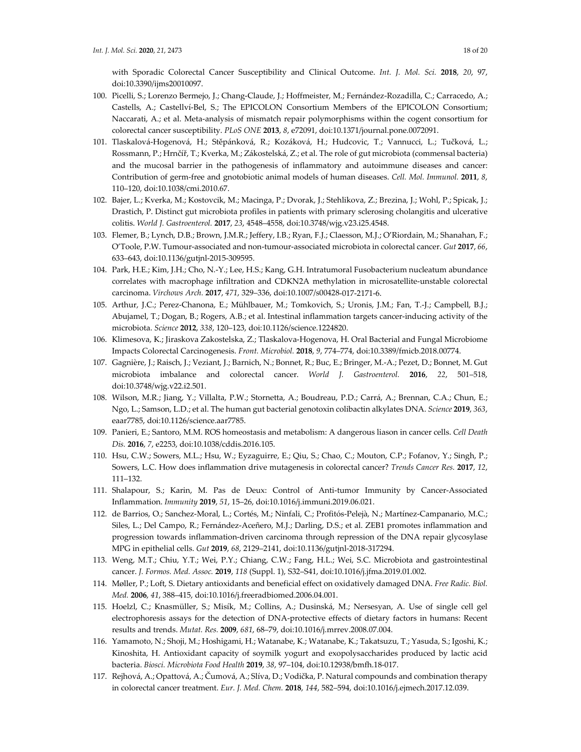with Sporadic Colorectal Cancer Susceptibility and Clinical Outcome. *Int. J. Mol. Sci.* **2018**, *20*, 97, doi:10.3390/ijms20010097.

100. Picelli, S.; Lorenzo Bermejo, J.; Chang-Claude, J.; Hoffmeister, M.; Fernández-Rozadilla, C.; Carracedo, A.; Castells, A.; Castellví-Bel, S.; The EPICOLON Consortium Members of the EPICOLON Consortium; Naccarati, A.; et al. Meta-analysis of mismatch repair polymorphisms within the cogent consortium for colorectal cancer susceptibility. *PLoS ONE* **2013**, *8*, e72091, doi:10.1371/journal.pone.0072091.
101. Tlaskalová-Hogenová, H.; Stěpánková, R.; Kozáková, H.; Hudcovic, T.; Vannucci, L.; Tučková, L.; Rossmann, P.; Hrnčíř, T.; Kverka, M.; Zákostelská, Z.; et al. The role of gut microbiota (commensal bacteria) and the mucosal barrier in the pathogenesis of inflammatory and autoimmune diseases and cancer: Contribution of germ-free and gnotobiotic animal models of human diseases. *Cell. Mol. Immunol.* **2011**, *8*, 110–120, doi:10.1038/cmi.2010.67.
102. Bajer, L.; Kverka, M.; Kostovcik, M.; Macinga, P.; Dvorak, J.; Stehlikova, Z.; Brezina, J.; Wohl, P.; Spicak, J.; Drastich, P. Distinct gut microbiota profiles in patients with primary sclerosing cholangitis and ulcerative colitis. *World J. Gastroenterol.* **2017**, *23*, 4548–4558, doi:10.3748/wjg.v23.i25.4548.
103. Flemer, B.; Lynch, D.B.; Brown, J.M.R.; Jeffery, I.B.; Ryan, F.J.; Claesson, M.J.; O'Riordain, M.; Shanahan, F.; O'Toole, P.W. Tumour-associated and non-tumour-associated microbiota in colorectal cancer. *Gut* **2017**, *66*, 633–643, doi:10.1136/gutjnl-2015-309595.
104. Park, H.E.; Kim, J.H.; Cho, N.-Y.; Lee, H.S.; Kang, G.H. Intratumoral Fusobacterium nucleatum abundance correlates with macrophage infiltration and CDKN2A methylation in microsatellite-unstable colorectal carcinoma. *Virchows Arch.* **2017**, *471*, 329–336, doi:10.1007/s00428-017-2171-6.
105. Arthur, J.C.; Perez-Chanona, E.; Mühlbauer, M.; Tomkovich, S.; Uronis, J.M.; Fan, T.-J.; Campbell, B.J.; Abujamel, T.; Dogan, B.; Rogers, A.B.; et al. Intestinal inflammation targets cancer-inducing activity of the microbiota. *Science* **2012**, *338*, 120–123, doi:10.1126/science.1224820.
106. Klimesova, K.; Jiraskova Zakostelska, Z.; Tlaskalova-Hogenova, H. Oral Bacterial and Fungal Microbiome Impacts Colorectal Carcinogenesis. *Front. Microbiol.* **2018**, *9*, 774–774, doi:10.3389/fmicb.2018.00774.
107. Gagnière, J.; Raisch, J.; Veziant, J.; Barnich, N.; Bonnet, R.; Buc, E.; Bringer, M.-A.; Pezet, D.; Bonnet, M. Gut microbiota imbalance and colorectal cancer. *World J. Gastroenterol.* **2016**, *22*, 501–518, doi:10.3748/wjg.v22.i2.501.
108. Wilson, M.R.; Jiang, Y.; Villalta, P.W.; Stornetta, A.; Boudreau, P.D.; Carrá, A.; Brennan, C.A.; Chun, E.; Ngo, L.; Samson, L.D.; et al. The human gut bacterial genotoxin colibactin alkylates DNA. *Science* **2019**, *363*, eaar7785, doi:10.1126/science.aar7785.
109. Panieri, E.; Santoro, M.M. ROS homeostasis and metabolism: A dangerous liason in cancer cells. *Cell Death Dis.* **2016**, *7*, e2253, doi:10.1038/cddis.2016.105.
110. Hsu, C.W.; Sowers, M.L.; Hsu, W.; Eyzaguirre, E.; Qiu, S.; Chao, C.; Mouton, C.P.; Fofanov, Y.; Singh, P.; Sowers, L.C. How does inflammation drive mutagenesis in colorectal cancer? *Trends Cancer Res.* **2017**, *12*, 111–132.
111. Shalapour, S.; Karin, M. Pas de Deux: Control of Anti-tumor Immunity by Cancer-Associated Inflammation. *Immunity* **2019**, *51*, 15–26, doi:10.1016/j.immuni.2019.06.021.
112. de Barrios, O.; Sanchez-Moral, L.; Cortés, M.; Ninfali, C.; Profitós-Pelejà, N.; Martínez-Campanario, M.C.; Siles, L.; Del Campo, R.; Fernández-Aceñero, M.J.; Darling, D.S.; et al. ZEB1 promotes inflammation and progression towards inflammation-driven carcinoma through repression of the DNA repair glycosylase MPG in epithelial cells. *Gut* **2019**, *68*, 2129–2141, doi:10.1136/gutjnl-2018-317294.
113. Weng, M.T.; Chiu, Y.T.; Wei, P.Y.; Chiang, C.W.; Fang, H.L.; Wei, S.C. Microbiota and gastrointestinal cancer. *J. Formos. Med. Assoc.* **2019**, *118* (Suppl. 1), S32–S41, doi:10.1016/j.jfma.2019.01.002.
114. Møller, P.; Loft, S. Dietary antioxidants and beneficial effect on oxidatively damaged DNA. *Free Radic. Biol. Med.* **2006**, *41*, 388–415, doi:10.1016/j.freeradbiomed.2006.04.001.
115. Hoelzl, C.; Knasmüller, S.; Misík, M.; Collins, A.; Dusinská, M.; Nersesyan, A. Use of single cell gel electrophoresis assays for the detection of DNA-protective effects of dietary factors in humans: Recent results and trends. *Mutat. Res.* **2009**, *681*, 68–79, doi:10.1016/j.mrrev.2008.07.004.
116. Yamamoto, N.; Shoji, M.; Hoshigami, H.; Watanabe, K.; Watanabe, K.; Takatsuzu, T.; Yasuda, S.; Igoshi, K.; Kinoshita, H. Antioxidant capacity of soymilk yogurt and exopolysaccharides produced by lactic acid bacteria. *Biosci. Microbiota Food Health* **2019**, *38*, 97–104, doi:10.12938/bmfh.18-017.
117. Rejhová, A.; Opattová, A.; Čumová, A.; Slíva, D.; Vodička, P. Natural compounds and combination therapy in colorectal cancer treatment. *Eur. J. Med. Chem.* **2018**, *144*, 582–594, doi:10.1016/j.ejmech.2017.12.039.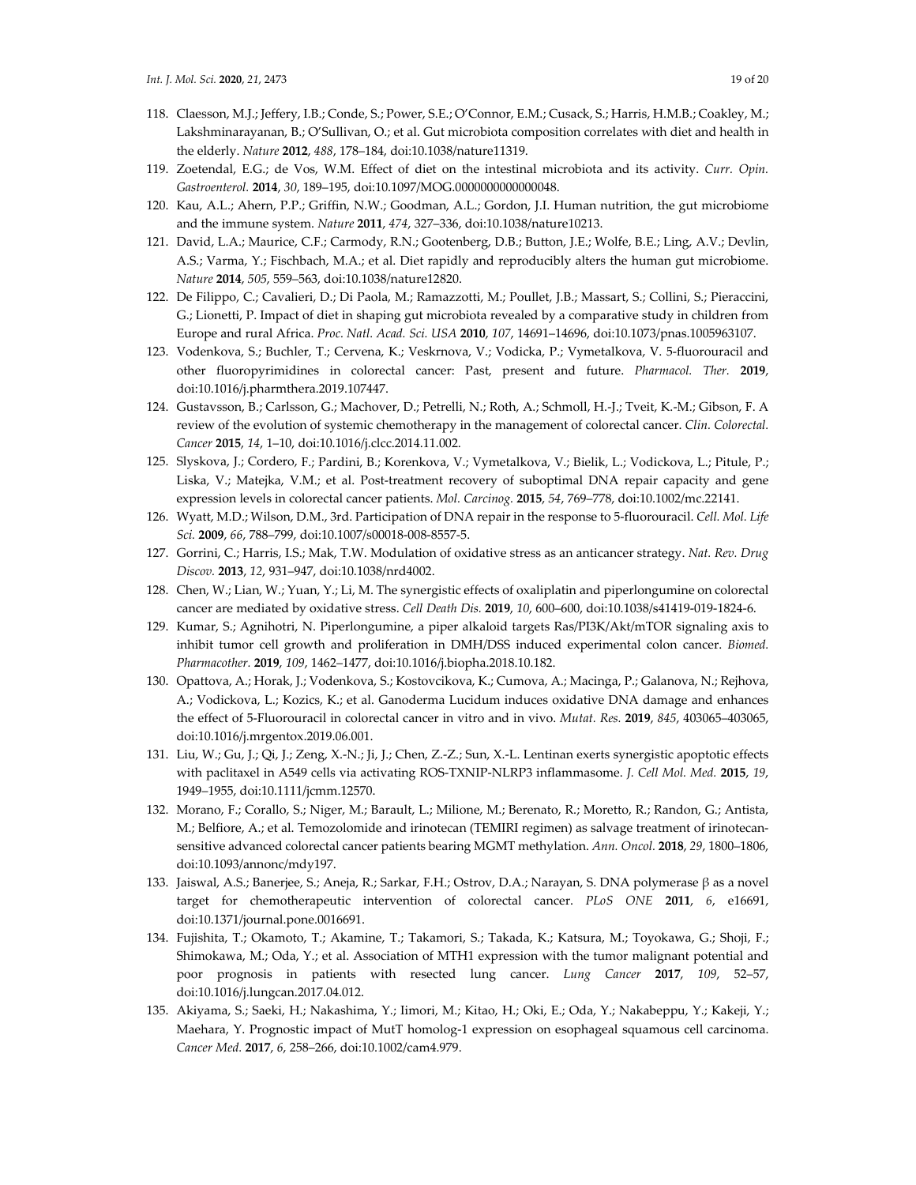118. Claesson, M.J.; Jeffery, I.B.; Conde, S.; Power, S.E.; O'Connor, E.M.; Cusack, S.; Harris, H.M.B.; Coakley, M.; Lakshminarayanan, B.; O'Sullivan, O.; et al. Gut microbiota composition correlates with diet and health in the elderly. *Nature* **2012**, *488*, 178–184, doi:10.1038/nature11319.
119. Zoetendal, E.G.; de Vos, W.M. Effect of diet on the intestinal microbiota and its activity. *Curr. Opin. Gastroenterol.* **2014**, *30*, 189–195, doi:10.1097/MOG.0000000000000048.
120. Kau, A.L.; Ahern, P.P.; Griffin, N.W.; Goodman, A.L.; Gordon, J.I. Human nutrition, the gut microbiome and the immune system. *Nature* **2011**, *474*, 327–336, doi:10.1038/nature10213.
121. David, L.A.; Maurice, C.F.; Carmody, R.N.; Gootenberg, D.B.; Button, J.E.; Wolfe, B.E.; Ling, A.V.; Devlin, A.S.; Varma, Y.; Fischbach, M.A.; et al. Diet rapidly and reproducibly alters the human gut microbiome. *Nature* **2014**, *505*, 559–563, doi:10.1038/nature12820.
122. De Filippo, C.; Cavalieri, D.; Di Paola, M.; Ramazzotti, M.; Poullet, J.B.; Massart, S.; Collini, S.; Pieraccini, G.; Lionetti, P. Impact of diet in shaping gut microbiota revealed by a comparative study in children from Europe and rural Africa. *Proc. Natl. Acad. Sci. USA* **2010**, *107*, 14691–14696, doi:10.1073/pnas.1005963107.
123. Vodenkova, S.; Buchler, T.; Cervena, K.; Veskrnova, V.; Vodicka, P.; Vymetalkova, V. 5-fluorouracil and other fluoropyrimidines in colorectal cancer: Past, present and future. *Pharmacol. Ther.* **2019**, doi:10.1016/j.pharmthera.2019.107447.
124. Gustavsson, B.; Carlsson, G.; Machover, D.; Petrelli, N.; Roth, A.; Schmoll, H.-J.; Tveit, K.-M.; Gibson, F. A review of the evolution of systemic chemotherapy in the management of colorectal cancer. *Clin. Colorectal. Cancer* **2015**, *14*, 1–10, doi:10.1016/j.clcc.2014.11.002.
125. Slyskova, J.; Cordero, F.; Pardini, B.; Korenkova, V.; Vymetalkova, V.; Bielik, L.; Vodickova, L.; Pitule, P.; Liska, V.; Matejka, V.M.; et al. Post-treatment recovery of suboptimal DNA repair capacity and gene expression levels in colorectal cancer patients. *Mol. Carcinog.* **2015**, *54*, 769–778, doi:10.1002/mc.22141.
126. Wyatt, M.D.; Wilson, D.M., 3rd. Participation of DNA repair in the response to 5-fluorouracil. *Cell. Mol. Life Sci.* **2009**, *66*, 788–799, doi:10.1007/s00018-008-8557-5.
127. Gorrini, C.; Harris, I.S.; Mak, T.W. Modulation of oxidative stress as an anticancer strategy. *Nat. Rev. Drug Discov.* **2013**, *12*, 931–947, doi:10.1038/nrd4002.
128. Chen, W.; Lian, W.; Yuan, Y.; Li, M. The synergistic effects of oxaliplatin and piperlongumine on colorectal cancer are mediated by oxidative stress. *Cell Death Dis.* **2019**, *10*, 600–600, doi:10.1038/s41419-019-1824-6.
129. Kumar, S.; Agnihotri, N. Piperlongumine, a piper alkaloid targets Ras/PI3K/Akt/mTOR signaling axis to inhibit tumor cell growth and proliferation in DMH/DSS induced experimental colon cancer. *Biomed. Pharmacother.* **2019**, *109*, 1462–1477, doi:10.1016/j.biopha.2018.10.182.
130. Opattova, A.; Horak, J.; Vodenkova, S.; Kostovcikova, K.; Cumova, A.; Macinga, P.; Galanova, N.; Rejhova, A.; Vodickova, L.; Kozics, K.; et al. Ganoderma Lucidum induces oxidative DNA damage and enhances the effect of 5-Fluorouracil in colorectal cancer in vitro and in vivo. *Mutat. Res.* **2019**, *845*, 403065–403065, doi:10.1016/j.mrgentox.2019.06.001.
131. Liu, W.; Gu, J.; Qi, J.; Zeng, X.-N.; Ji, J.; Chen, Z.-Z.; Sun, X.-L. Lentinan exerts synergistic apoptotic effects with paclitaxel in A549 cells via activating ROS-TXNIP-NLRP3 inflammasome. *J. Cell Mol. Med.* **2015**, *19*, 1949–1955, doi:10.1111/jcmm.12570.
132. Morano, F.; Corallo, S.; Niger, M.; Barault, L.; Milione, M.; Berenato, R.; Moretto, R.; Randon, G.; Antista, M.; Belfiore, A.; et al. Temozolomide and irinotecan (TEMIRI regimen) as salvage treatment of irinotecan-sensitive advanced colorectal cancer patients bearing MGMT methylation. *Ann. Oncol.* **2018**, *29*, 1800–1806, doi:10.1093/annonc/mdy197.
133. Jaiswal, A.S.; Banerjee, S.; Aneja, R.; Sarkar, F.H.; Ostrov, D.A.; Narayan, S. DNA polymerase β as a novel target for chemotherapeutic intervention of colorectal cancer. *PLoS ONE* **2011**, *6*, e16691, doi:10.1371/journal.pone.0016691.
134. Fujishita, T.; Okamoto, T.; Akamine, T.; Takamori, S.; Takada, K.; Katsura, M.; Toyokawa, G.; Shoji, F.; Shimokawa, M.; Oda, Y.; et al. Association of MTH1 expression with the tumor malignant potential and poor prognosis in patients with resected lung cancer. *Lung Cancer* **2017**, *109*, 52–57, doi:10.1016/j.lungcan.2017.04.012.
135. Akiyama, S.; Saeki, H.; Nakashima, Y.; Iimori, M.; Kitao, H.; Oki, E.; Oda, Y.; Nakabeppu, Y.; Kakeji, Y.; Maehara, Y. Prognostic impact of MutT homolog-1 expression on esophageal squamous cell carcinoma. *Cancer Med.* **2017**, *6*, 258–266, doi:10.1002/cam4.979.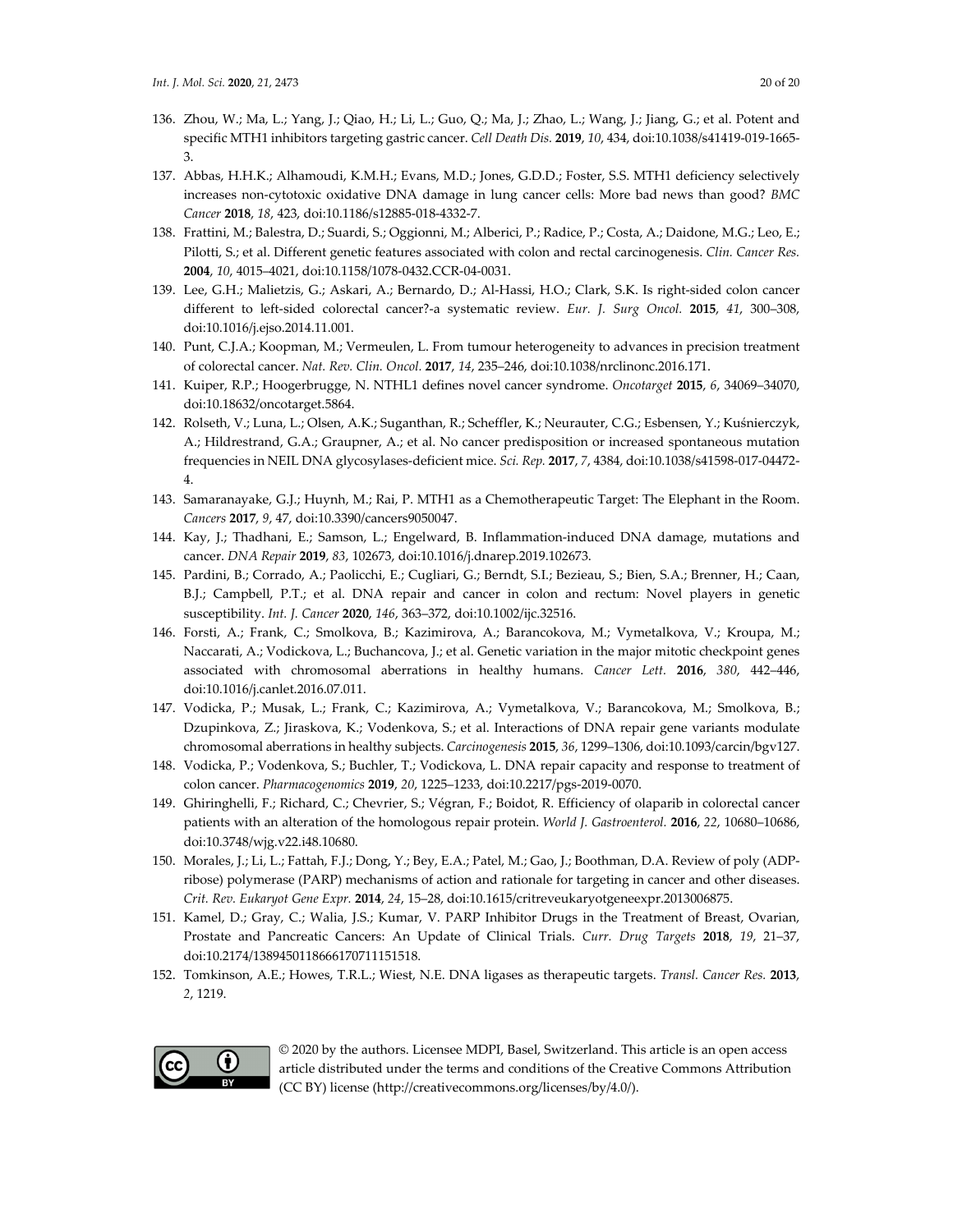136. Zhou, W.; Ma, L.; Yang, J.; Qiao, H.; Li, L.; Guo, Q.; Ma, J.; Zhao, L.; Wang, J.; Jiang, G.; et al. Potent and specific MTH1 inhibitors targeting gastric cancer. *Cell Death Dis.* **2019**, *10*, 434, doi:10.1038/s41419-019-1665-3.
137. Abbas, H.H.K.; Alhamoudi, K.M.H.; Evans, M.D.; Jones, G.D.D.; Foster, S.S. MTH1 deficiency selectively increases non-cytotoxic oxidative DNA damage in lung cancer cells: More bad news than good? *BMC Cancer* **2018**, *18*, 423, doi:10.1186/s12885-018-4332-7.
138. Frattini, M.; Balestra, D.; Suardi, S.; Oggionni, M.; Alberici, P.; Radice, P.; Costa, A.; Daidone, M.G.; Leo, E.; Pilotti, S.; et al. Different genetic features associated with colon and rectal carcinogenesis. *Clin. Cancer Res.* **2004**, *10*, 4015–4021, doi:10.1158/1078-0432.CCR-04-0031.
139. Lee, G.H.; Malietzis, G.; Askari, A.; Bernardo, D.; Al-Hassi, H.O.; Clark, S.K. Is right-sided colon cancer different to left-sided colorectal cancer?-a systematic review. *Eur. J. Surg Oncol.* **2015**, *41*, 300–308, doi:10.1016/j.ejso.2014.11.001.
140. Punt, C.J.A.; Koopman, M.; Vermeulen, L. From tumour heterogeneity to advances in precision treatment of colorectal cancer. *Nat. Rev. Clin. Oncol.* **2017**, *14*, 235–246, doi:10.1038/nrclinonc.2016.171.
141. Kuiper, R.P.; Hoogerbrugge, N. NTHL1 defines novel cancer syndrome. *Oncotarget* **2015**, *6*, 34069–34070, doi:10.18632/oncotarget.5864.
142. Rolseth, V.; Luna, L.; Olsen, A.K.; Suganthan, R.; Scheffler, K.; Neurauter, C.G.; Esbensen, Y.; Kuśnierczyk, A.; Hildrestrand, G.A.; Graupner, A.; et al. No cancer predisposition or increased spontaneous mutation frequencies in NEIL DNA glycosylases-deficient mice. *Sci. Rep.* **2017**, *7*, 4384, doi:10.1038/s41598-017-04472-4.
143. Samaranayake, G.J.; Huynh, M.; Rai, P. MTH1 as a Chemotherapeutic Target: The Elephant in the Room. *Cancers* **2017**, *9*, 47, doi:10.3390/cancers9050047.
144. Kay, J.; Thadhani, E.; Samson, L.; Engelward, B. Inflammation-induced DNA damage, mutations and cancer. *DNA Repair* **2019**, *83*, 102673, doi:10.1016/j.dnarep.2019.102673.
145. Pardini, B.; Corrado, A.; Paolicchi, E.; Cugliari, G.; Berndt, S.I.; Bezieau, S.; Bien, S.A.; Brenner, H.; Caan, B.J.; Campbell, P.T.; et al. DNA repair and cancer in colon and rectum: Novel players in genetic susceptibility. *Int. J. Cancer* **2020**, *146*, 363–372, doi:10.1002/ijc.32516.
146. Forsti, A.; Frank, C.; Smolkova, B.; Kazimirova, A.; Barancokova, M.; Vymetalkova, V.; Kroupa, M.; Naccarati, A.; Vodickova, L.; Buchancova, J.; et al. Genetic variation in the major mitotic checkpoint genes associated with chromosomal aberrations in healthy humans. *Cancer Lett.* **2016**, *380*, 442–446, doi:10.1016/j.canlet.2016.07.011.
147. Vodicka, P.; Musak, L.; Frank, C.; Kazimirova, A.; Vymetalkova, V.; Barancokova, M.; Smolkova, B.; Dzupinkova, Z.; Jiraskova, K.; Vodenkova, S.; et al. Interactions of DNA repair gene variants modulate chromosomal aberrations in healthy subjects. *Carcinogenesis* **2015**, *36*, 1299–1306, doi:10.1093/carcin/bgv127.
148. Vodicka, P.; Vodenkova, S.; Buchler, T.; Vodickova, L. DNA repair capacity and response to treatment of colon cancer. *Pharmacogenomics* **2019**, *20*, 1225–1233, doi:10.2217/pgs-2019-0070.
149. Ghiringhelli, F.; Richard, C.; Chevrier, S.; Végran, F.; Boidot, R. Efficiency of olaparib in colorectal cancer patients with an alteration of the homologous repair protein. *World J. Gastroenterol.* **2016**, *22*, 10680–10686, doi:10.3748/wjg.v22.i48.10680.
150. Morales, J.; Li, L.; Fattah, F.J.; Dong, Y.; Bey, E.A.; Patel, M.; Gao, J.; Boothman, D.A. Review of poly (ADP-ribose) polymerase (PARP) mechanisms of action and rationale for targeting in cancer and other diseases. *Crit. Rev. Eukaryot Gene Expr.* **2014**, *24*, 15–28, doi:10.1615/critreveukaryotgeneexpr.2013006875.
151. Kamel, D.; Gray, C.; Walia, J.S.; Kumar, V. PARP Inhibitor Drugs in the Treatment of Breast, Ovarian, Prostate and Pancreatic Cancers: An Update of Clinical Trials. *Curr. Drug Targets* **2018**, *19*, 21–37, doi:10.2174/1389450118666170711151518.
152. Tomkinson, A.E.; Howes, T.R.L.; Wiest, N.E. DNA ligases as therapeutic targets. *Transl. Cancer Res.* **2013**, *2*, 1219.

© 2020 by the authors. Licensee MDPI, Basel, Switzerland. This article is an open access article distributed under the terms and conditions of the Creative Commons Attribution (CC BY) license (http://creativecommons.org/licenses/by/4.0/).